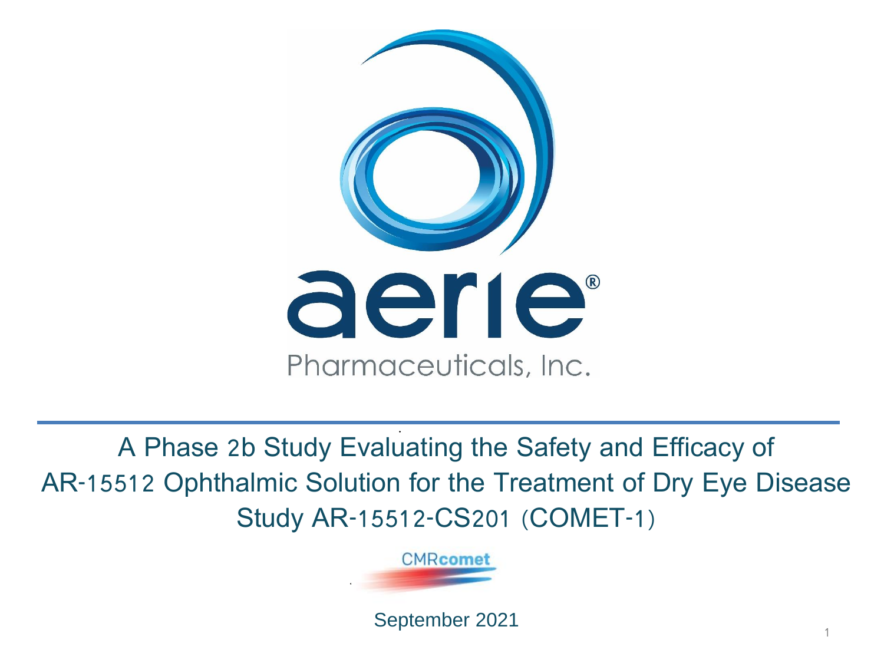aerie®

Pharmaceuticals, Inc.

# A Phase 2b Study Evaluating the Safety and Efficacy of AR-15512 Ophthalmic Solution for the Treatment of Dry Eye Disease Study AR-15512-CS201 (COMET-1)

CMRcomet

September 2021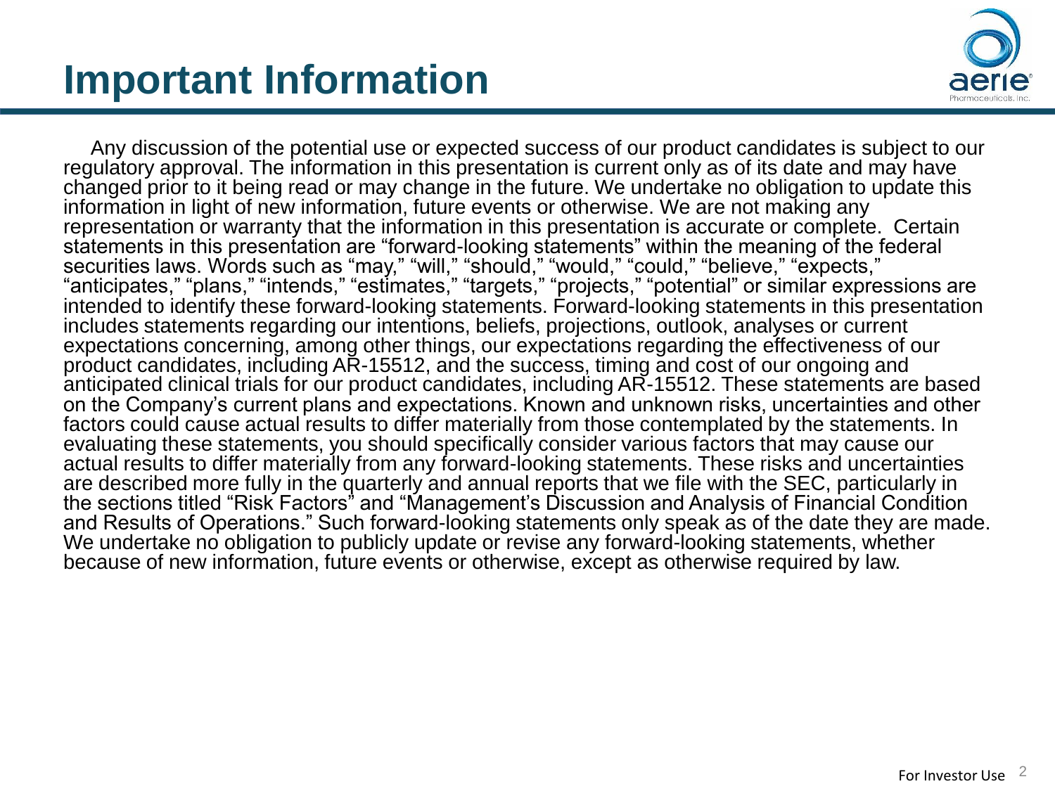# Important Information

Any discussion of the potential use or expected success of our product candidates is subject to our regulatory approval. The information in this presentation is current only as of its date and may have changed prior to it being read or may change in the future. We undertake no obligation to update this information in light of new information, future events or otherwise. We are not making any representation or warranty that the information in this presentation is accurate or complete. Certain statements in this presentation are "forward-looking statements" within the meaning of the federal securities laws. Words such as "may," "will," "should," "would," "could," "believe," "expects," "anticipates," "plans," "intends," "estimates," "targets," "projects," "potential" or similar expressions are intended to identify these forward-looking statements. Forward-looking statements in this presentation includes statements regarding our intentions, beliefs, projections, outlook, analyses or current expectations concerning, among other things, our expectations regarding the effectiveness of our product candidates, including AR-15512, and the success, timing and cost of our ongoing and anticipated clinical trials for our product candidates, including AR-15512. These statements are based on the Company's current plans and expectations. Known and unknown risks, uncertainties and other factors could cause actual results to differ materially from those contemplated by the statements. In evaluating these statements, you should specifically consider various factors that may cause our actual results to differ materially from any forward-looking statements. These risks and uncertainties are described more fully in the quarterly and annual reports that we file with the SEC, particularly in the sections titled "Risk Factors" and "Management's Discussion and Analysis of Financial Condition and Results of Operations." Such forward-looking statements only speak as of the date they are made. We undertake no obligation to publicly update or revise any forward-looking statements, whether because of new information, future events or otherwise, except as otherwise required by law.

For Investor Use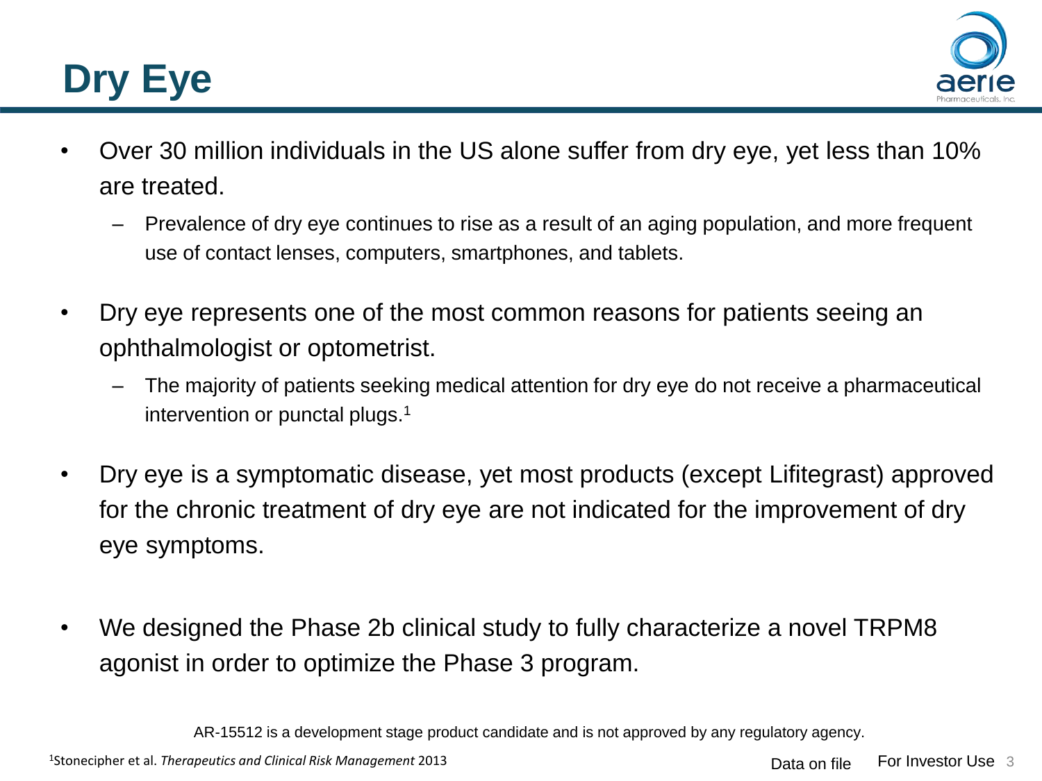# Dry Eye

- Over 30 million individuals in the US alone suffer from dry eye, yet less than 10% are treated.
  - Prevalence of dry eye continues to rise as a result of an aging population, and more frequent use of contact lenses, computers, smartphones, and tablets.
- Dry eye represents one of the most common reasons for patients seeing an ophthalmologist or optometrist.
  - The majority of patients seeking medical attention for dry eye do not receive a pharmaceutical intervention or punctal plugs.[1]
- Dry eye is a symptomatic disease, yet most products (except Lifitegrast) approved for the chronic treatment of dry eye are not indicated for the improvement of dry eye symptoms.
- We designed the Phase 2b clinical study to fully characterize a novel TRPM8 agonist in order to optimize the Phase 3 program.

AR-15512 is a development stage product candidate and is not approved by any regulatory agency.

[1]Stonecipher et al. *Therapeutics and Clinical Risk Management* 2013

Data on file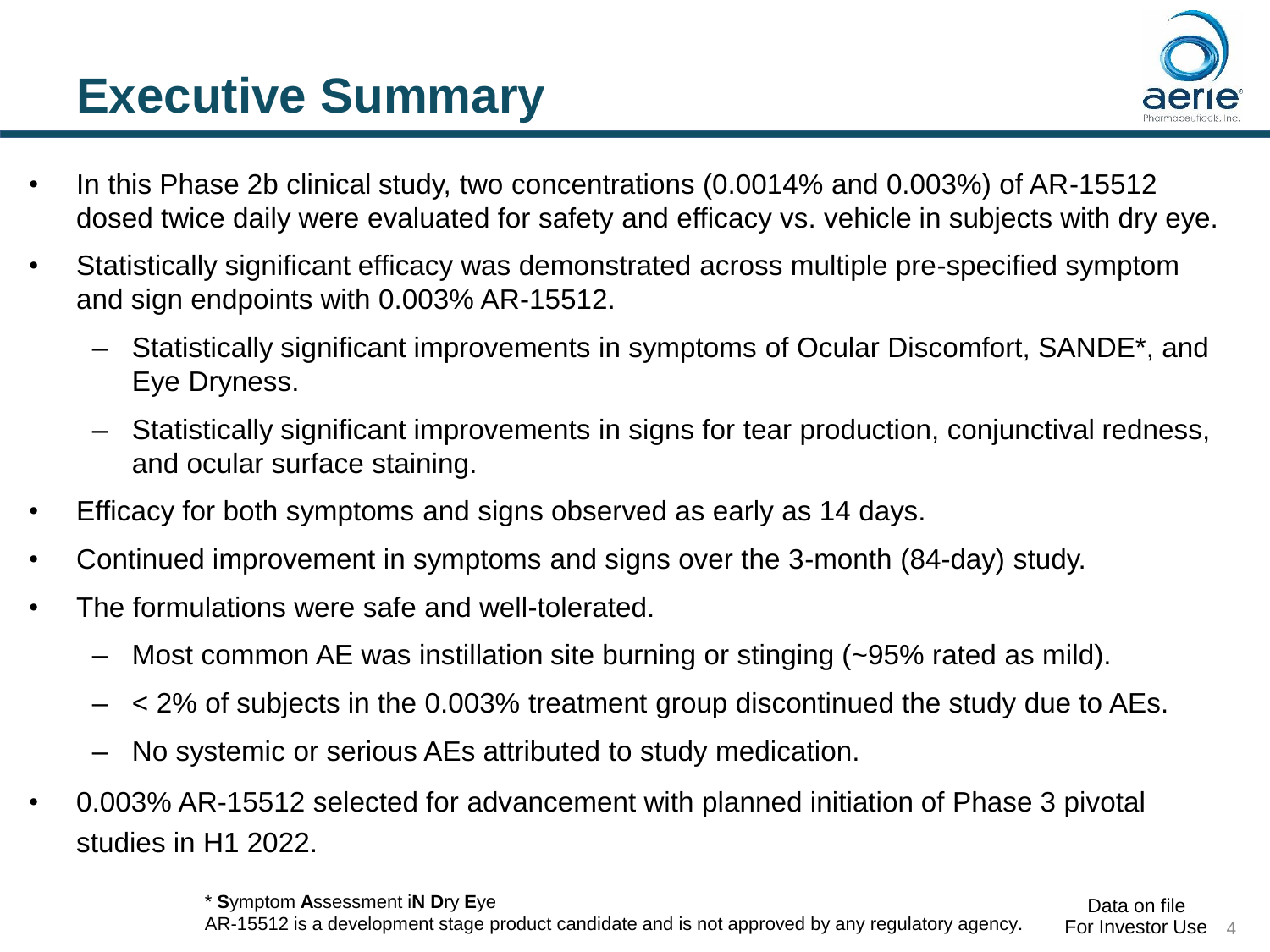# Executive Summary

- In this Phase 2b clinical study, two concentrations (0.0014% and 0.003%) of AR-15512 dosed twice daily were evaluated for safety and efficacy vs. vehicle in subjects with dry eye.
- Statistically significant efficacy was demonstrated across multiple pre-specified symptom and sign endpoints with 0.003% AR-15512.
  - Statistically significant improvements in symptoms of Ocular Discomfort, SANDE*, and Eye Dryness.
  - Statistically significant improvements in signs for tear production, conjunctival redness, and ocular surface staining.
- Efficacy for both symptoms and signs observed as early as 14 days.
- Continued improvement in symptoms and signs over the 3-month (84-day) study.
- The formulations were safe and well-tolerated.
  - Most common AE was instillation site burning or stinging (~95% rated as mild).
  - < 2% of subjects in the 0.003% treatment group discontinued the study due to AEs.
  - No systemic or serious AEs attributed to study medication.
- 0.003% AR-15512 selected for advancement with planned initiation of Phase 3 pivotal studies in H1 2022.

\* **S**ymptom **A**ssessment i**N** **D**ry **E**ye

AR-15512 is a development stage product candidate and is not approved by any regulatory agency.

Data on file

For Investor Use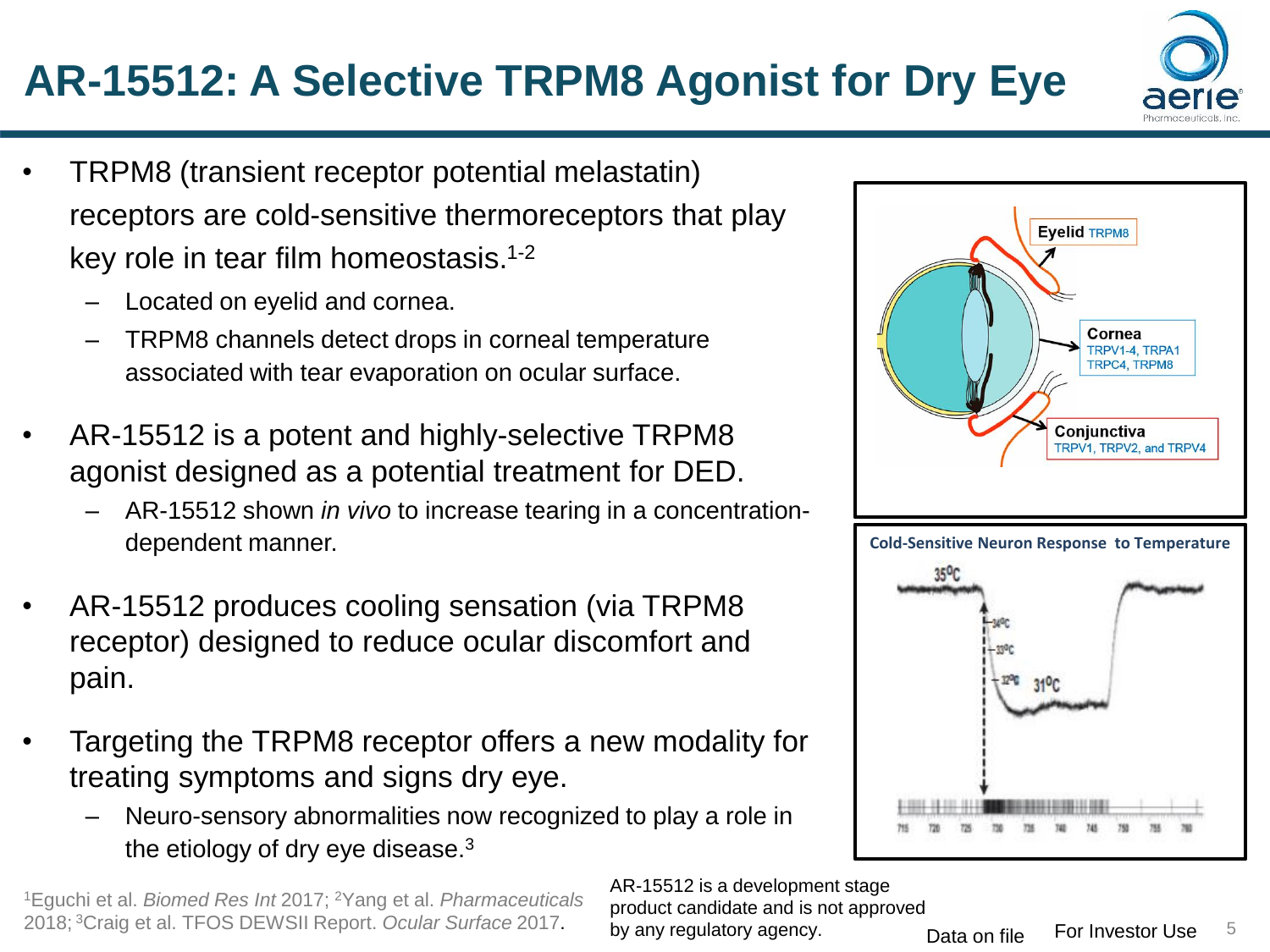# AR-15512: A Selective TRPM8 Agonist for Dry Eye

- TRPM8 (transient receptor potential melastatin) receptors are cold-sensitive thermoreceptors that play key role in tear film homeostasis.[1-2]
  - Located on eyelid and cornea.
  - TRPM8 channels detect drops in corneal temperature associated with tear evaporation on ocular surface.
- AR-15512 is a potent and highly-selective TRPM8 agonist designed as a potential treatment for DED.
  - AR-15512 shown *in vivo* to increase tearing in a concentration-dependent manner.
- AR-15512 produces cooling sensation (via TRPM8 receptor) designed to reduce ocular discomfort and pain.
- Targeting the TRPM8 receptor offers a new modality for treating symptoms and signs dry eye.
  - Neuro-sensory abnormalities now recognized to play a role in the etiology of dry eye disease.[3]

Eyelid TRPM8

Cornea TRPV1-4, TRPA1 TRPC4, TRPM8

Conjunctiva TRPV1, TRPV2, and TRPV4

**Cold-Sensitive Neuron Response to Temperature**

[1]Eguchi et al. *Biomed Res Int* 2017; [2]Yang et al. *Pharmaceuticals* 2018; [3]Craig et al. TFOS DEWSII Report. *Ocular Surface* 2017.

AR-15512 is a development stage product candidate and is not approved by any regulatory agency.

Data on file

For Investor Use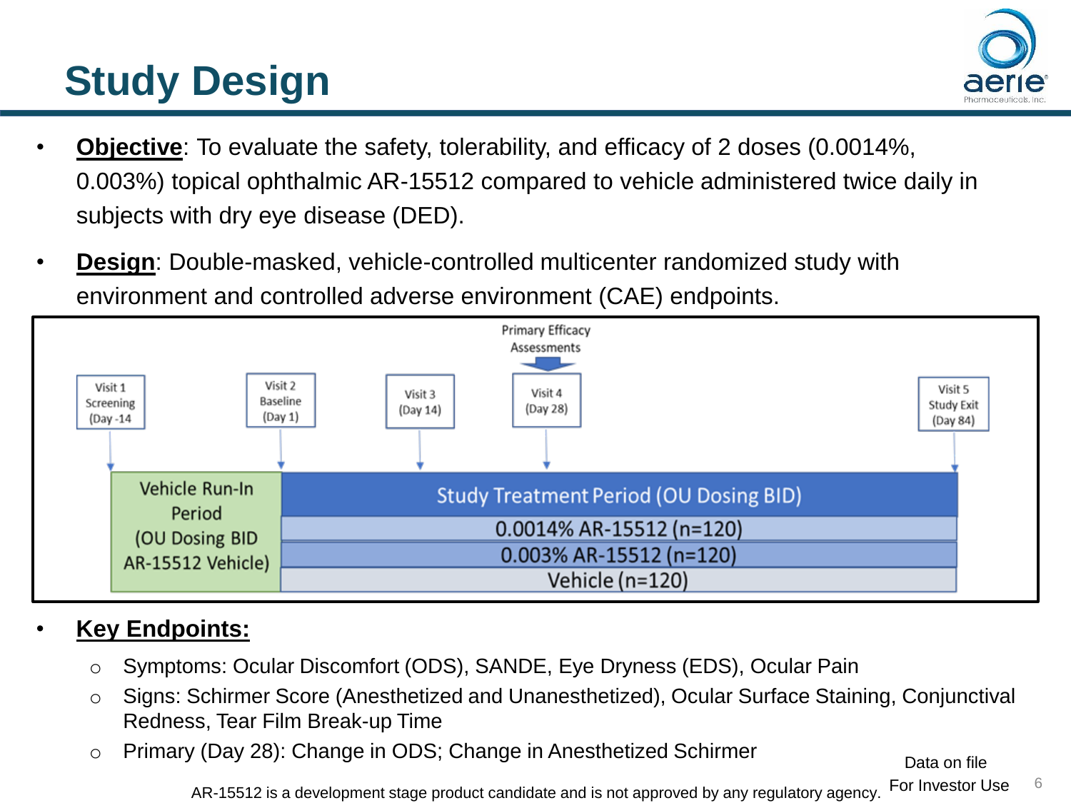# Study Design

- **Objective**: To evaluate the safety, tolerability, and efficacy of 2 doses (0.0014%, 0.003%) topical ophthalmic AR-15512 compared to vehicle administered twice daily in subjects with dry eye disease (DED).
- **Design**: Double-masked, vehicle-controlled multicenter randomized study with environment and controlled adverse environment (CAE) endpoints.

Primary Efficacy Assessments

| Visit 1 Screening (Day -14) | Visit 2 Baseline (Day 1) | Visit 3 (Day 14) | Visit 4 (Day 28) | Visit 5 Study Exit (Day 84) |
|---|---|---|---|---|

| Vehicle Run-In Period (OU Dosing BID AR-15512 Vehicle) | Study Treatment Period (OU Dosing BID) |
|---|---|
| | 0.0014% AR-15512 (n=120) |
| | 0.003% AR-15512 (n=120) |
| | Vehicle (n=120) |

- **Key Endpoints:**
  - Symptoms: Ocular Discomfort (ODS), SANDE, Eye Dryness (EDS), Ocular Pain
  - Signs: Schirmer Score (Anesthetized and Unanesthetized), Ocular Surface Staining, Conjunctival Redness, Tear Film Break-up Time
  - Primary (Day 28): Change in ODS; Change in Anesthetized Schirmer

Data on file

AR-15512 is a development stage product candidate and is not approved by any regulatory agency.

For Investor Use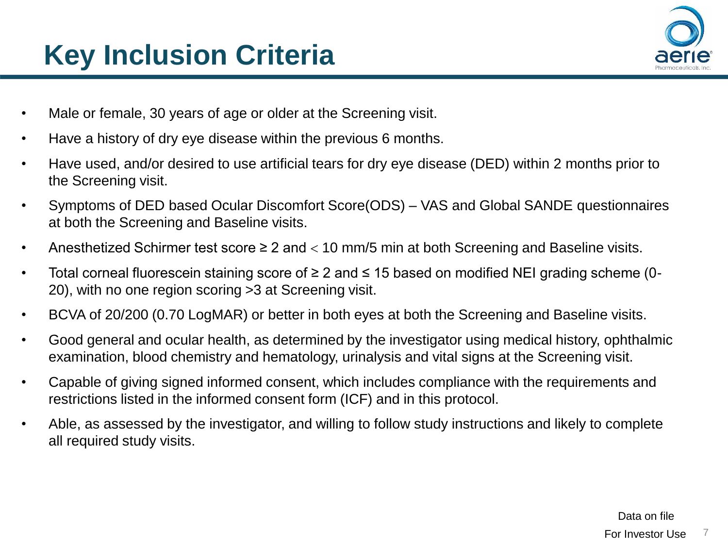# Key Inclusion Criteria

- Male or female, 30 years of age or older at the Screening visit.
- Have a history of dry eye disease within the previous 6 months.
- Have used, and/or desired to use artificial tears for dry eye disease (DED) within 2 months prior to the Screening visit.
- Symptoms of DED based Ocular Discomfort Score(ODS) – VAS and Global SANDE questionnaires at both the Screening and Baseline visits.
- Anesthetized Schirmer test score ≥ 2 and < 10 mm/5 min at both Screening and Baseline visits.
- Total corneal fluorescein staining score of ≥ 2 and ≤ 15 based on modified NEI grading scheme (0-20), with no one region scoring >3 at Screening visit.
- BCVA of 20/200 (0.70 LogMAR) or better in both eyes at both the Screening and Baseline visits.
- Good general and ocular health, as determined by the investigator using medical history, ophthalmic examination, blood chemistry and hematology, urinalysis and vital signs at the Screening visit.
- Capable of giving signed informed consent, which includes compliance with the requirements and restrictions listed in the informed consent form (ICF) and in this protocol.
- Able, as assessed by the investigator, and willing to follow study instructions and likely to complete all required study visits.

Data on file

For Investor Use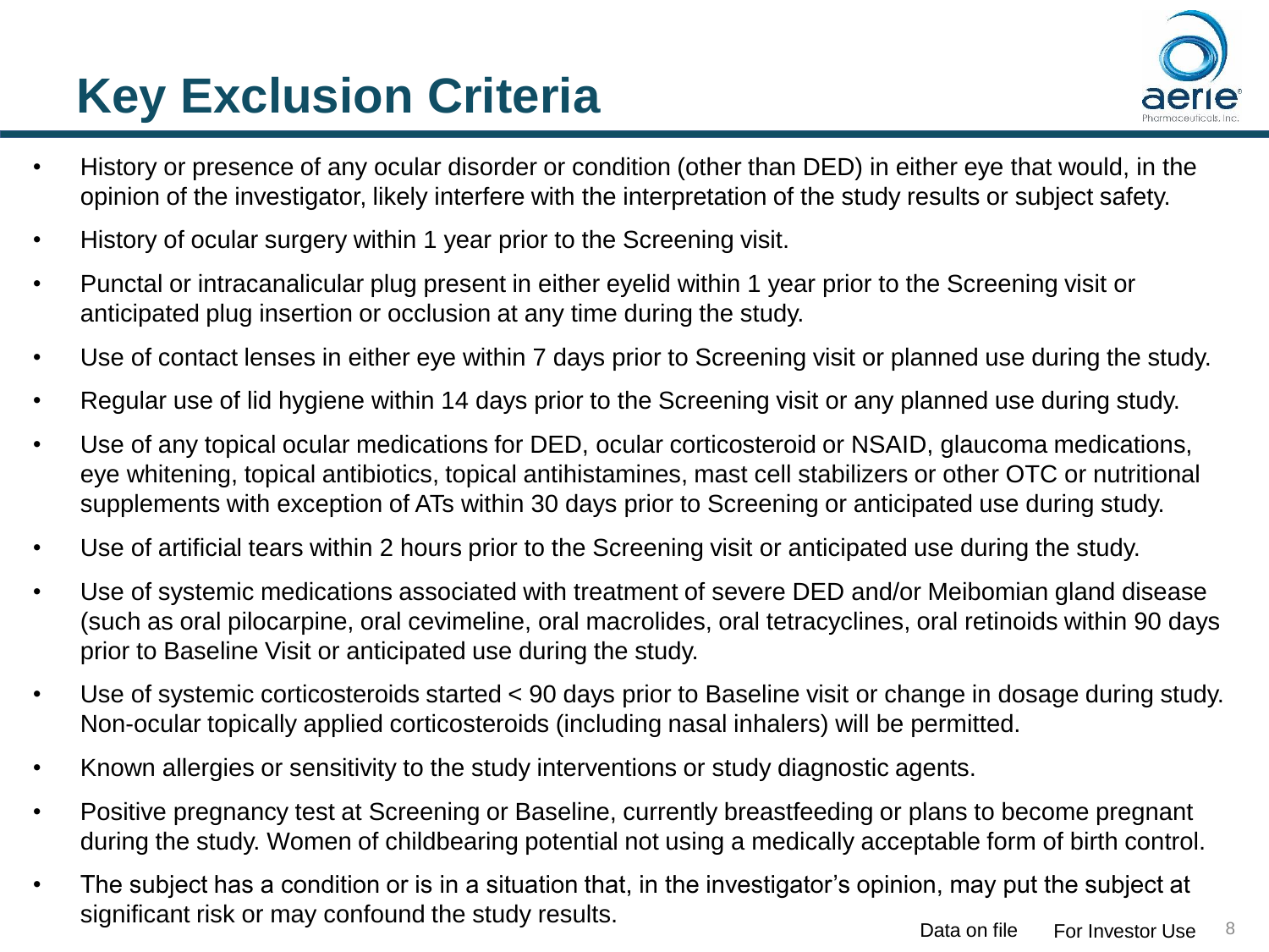# Key Exclusion Criteria

- History or presence of any ocular disorder or condition (other than DED) in either eye that would, in the opinion of the investigator, likely interfere with the interpretation of the study results or subject safety.
- History of ocular surgery within 1 year prior to the Screening visit.
- Punctal or intracanalicular plug present in either eyelid within 1 year prior to the Screening visit or anticipated plug insertion or occlusion at any time during the study.
- Use of contact lenses in either eye within 7 days prior to Screening visit or planned use during the study.
- Regular use of lid hygiene within 14 days prior to the Screening visit or any planned use during study.
- Use of any topical ocular medications for DED, ocular corticosteroid or NSAID, glaucoma medications, eye whitening, topical antibiotics, topical antihistamines, mast cell stabilizers or other OTC or nutritional supplements with exception of ATs within 30 days prior to Screening or anticipated use during study.
- Use of artificial tears within 2 hours prior to the Screening visit or anticipated use during the study.
- Use of systemic medications associated with treatment of severe DED and/or Meibomian gland disease (such as oral pilocarpine, oral cevimeline, oral macrolides, oral tetracyclines, oral retinoids within 90 days prior to Baseline Visit or anticipated use during the study.
- Use of systemic corticosteroids started < 90 days prior to Baseline visit or change in dosage during study. Non-ocular topically applied corticosteroids (including nasal inhalers) will be permitted.
- Known allergies or sensitivity to the study interventions or study diagnostic agents.
- Positive pregnancy test at Screening or Baseline, currently breastfeeding or plans to become pregnant during the study. Women of childbearing potential not using a medically acceptable form of birth control.
- The subject has a condition or is in a situation that, in the investigator's opinion, may put the subject at significant risk or may confound the study results.

Data on file    For Investor Use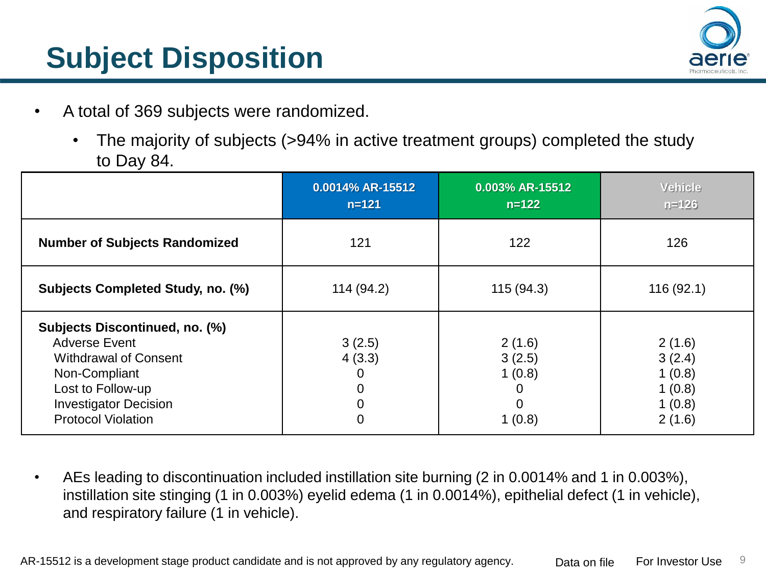# Subject Disposition

- A total of 369 subjects were randomized.
  - The majority of subjects (>94% in active treatment groups) completed the study to Day 84.

| | 0.0014% AR-15512 n=121 | 0.003% AR-15512 n=122 | Vehicle n=126 |
|---|---|---|---|
| **Number of Subjects Randomized** | 121 | 122 | 126 |
| **Subjects Completed Study, no. (%)** | 114 (94.2) | 115 (94.3) | 116 (92.1) |
| **Subjects Discontinued, no. (%)** | | | |
| Adverse Event | 3 (2.5) | 2 (1.6) | 2 (1.6) |
| Withdrawal of Consent | 4 (3.3) | 3 (2.5) | 3 (2.4) |
| Non-Compliant | 0 | 1 (0.8) | 1 (0.8) |
| Lost to Follow-up | 0 | 0 | 1 (0.8) |
| Investigator Decision | 0 | 0 | 1 (0.8) |
| Protocol Violation | 0 | 1 (0.8) | 2 (1.6) |

- AEs leading to discontinuation included instillation site burning (2 in 0.0014% and 1 in 0.003%), instillation site stinging (1 in 0.003%) eyelid edema (1 in 0.0014%), epithelial defect (1 in vehicle), and respiratory failure (1 in vehicle).

AR-15512 is a development stage product candidate and is not approved by any regulatory agency. Data on file For Investor Use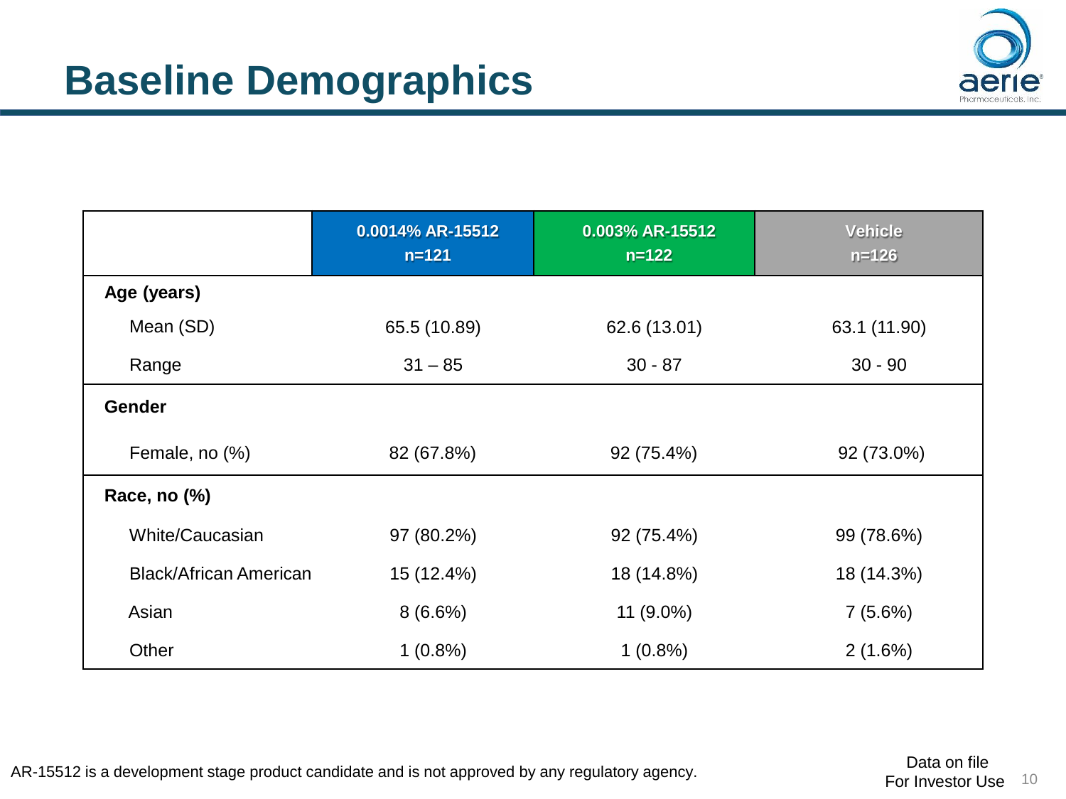# Baseline Demographics

| | 0.0014% AR-15512 n=121 | 0.003% AR-15512 n=122 | Vehicle n=126 |
|---|---|---|---|
| **Age (years)** | | | |
| Mean (SD) | 65.5 (10.89) | 62.6 (13.01) | 63.1 (11.90) |
| Range | 31 – 85 | 30 - 87 | 30 - 90 |
| **Gender** | | | |
| Female, no (%) | 82 (67.8%) | 92 (75.4%) | 92 (73.0%) |
| **Race, no (%)** | | | |
| White/Caucasian | 97 (80.2%) | 92 (75.4%) | 99 (78.6%) |
| Black/African American | 15 (12.4%) | 18 (14.8%) | 18 (14.3%) |
| Asian | 8 (6.6%) | 11 (9.0%) | 7 (5.6%) |
| Other | 1 (0.8%) | 1 (0.8%) | 2 (1.6%) |

AR-15512 is a development stage product candidate and is not approved by any regulatory agency.

Data on file
For Investor Use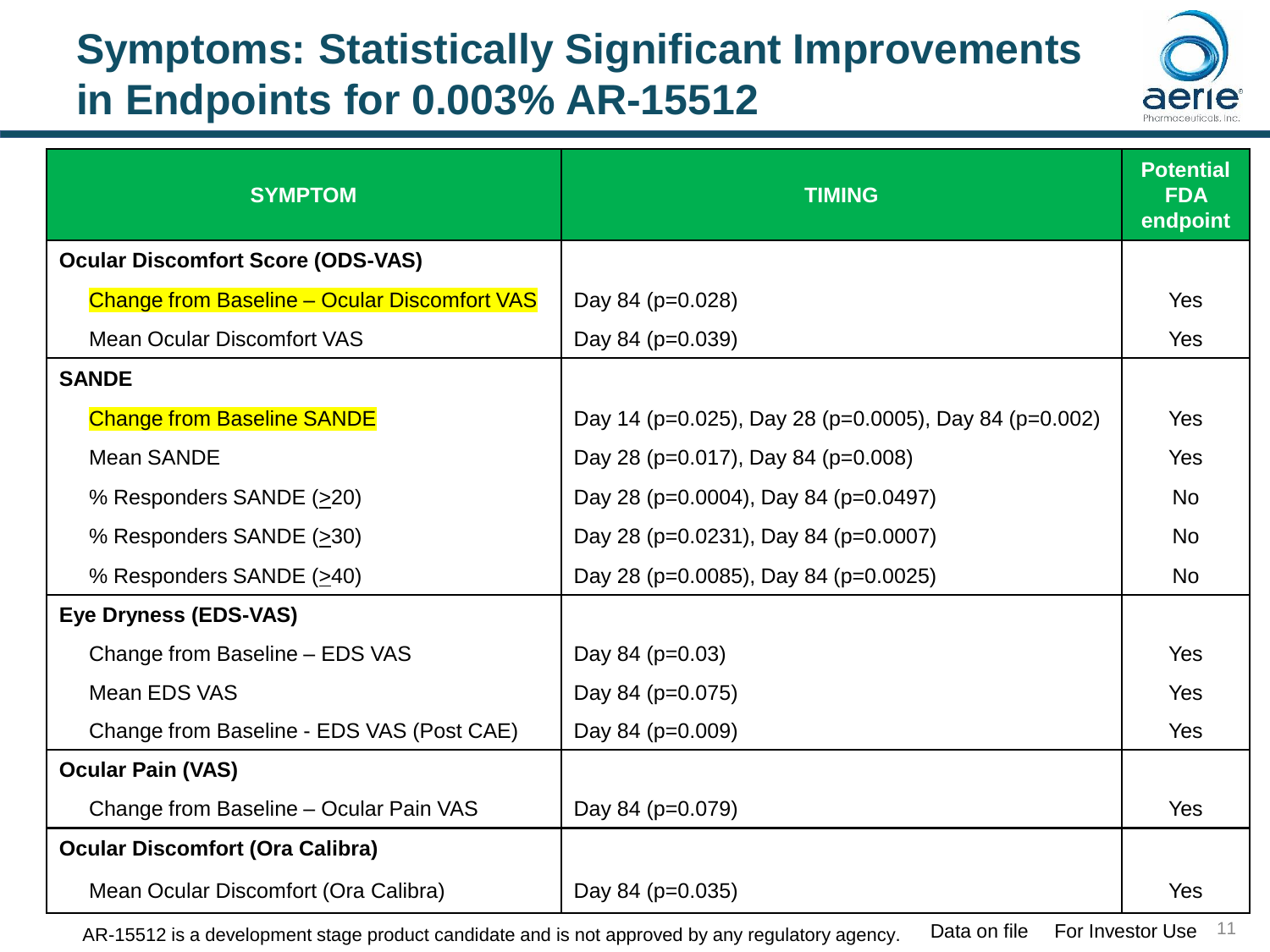# Symptoms: Statistically Significant Improvements in Endpoints for 0.003% AR-15512

| SYMPTOM | TIMING | Potential FDA endpoint |
|---|---|---|
| **Ocular Discomfort Score (ODS-VAS)** | | |
| Change from Baseline – Ocular Discomfort VAS | Day 84 (p=0.028) | Yes |
| Mean Ocular Discomfort VAS | Day 84 (p=0.039) | Yes |
| **SANDE** | | |
| Change from Baseline SANDE | Day 14 (p=0.025), Day 28 (p=0.0005), Day 84 (p=0.002) | Yes |
| Mean SANDE | Day 28 (p=0.017), Day 84 (p=0.008) | Yes |
| % Responders SANDE (≥20) | Day 28 (p=0.0004), Day 84 (p=0.0497) | No |
| % Responders SANDE (≥30) | Day 28 (p=0.0231), Day 84 (p=0.0007) | No |
| % Responders SANDE (≥40) | Day 28 (p=0.0085), Day 84 (p=0.0025) | No |
| **Eye Dryness (EDS-VAS)** | | |
| Change from Baseline – EDS VAS | Day 84 (p=0.03) | Yes |
| Mean EDS VAS | Day 84 (p=0.075) | Yes |
| Change from Baseline - EDS VAS (Post CAE) | Day 84 (p=0.009) | Yes |
| **Ocular Pain (VAS)** | | |
| Change from Baseline – Ocular Pain VAS | Day 84 (p=0.079) | Yes |
| **Ocular Discomfort (Ora Calibra)** | | |
| Mean Ocular Discomfort (Ora Calibra) | Day 84 (p=0.035) | Yes |

AR-15512 is a development stage product candidate and is not approved by any regulatory agency. Data on file For Investor Use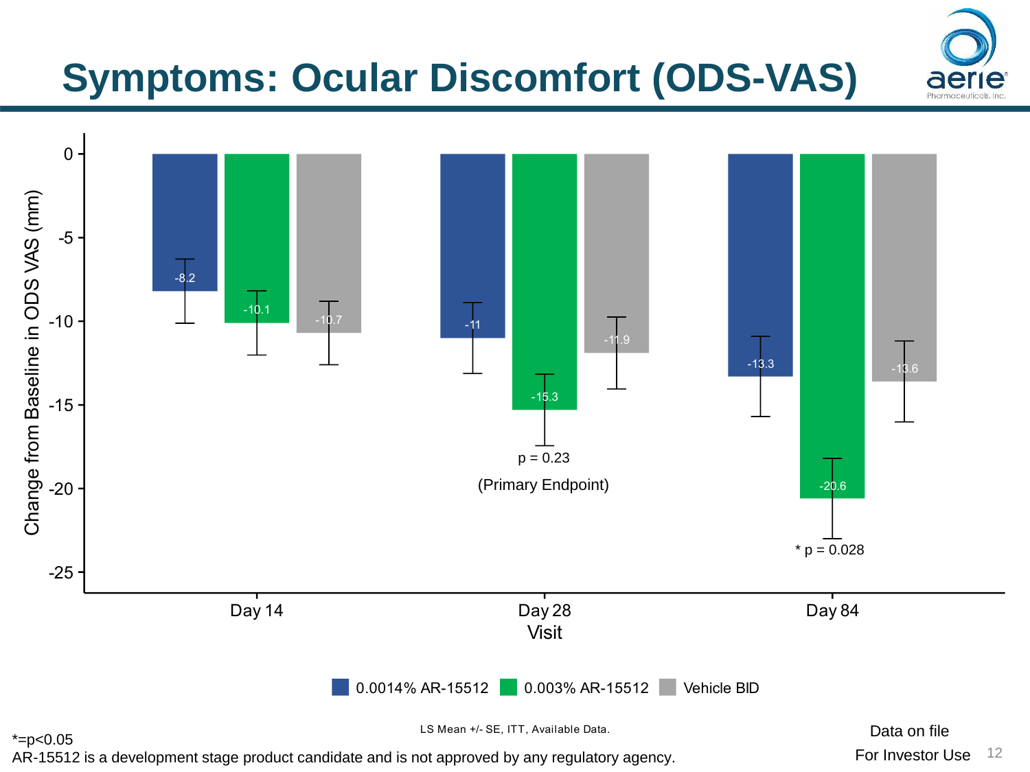# Symptoms: Ocular Discomfort (ODS-VAS)

| Visit | 0.0014% AR-15512 | 0.003% AR-15512 | Vehicle BID |
|---|---|---|---|
| Day 14 | -8.2 | -10.1 | -10.7 |
| Day 28 | -11 | -15.3 (p = 0.23, Primary Endpoint) | -11.9 |
| Day 84 | -13.3 | -20.6 (* p = 0.028) | -13.6 |

Change from Baseline in ODS VAS (mm)

LS Mean +/- SE, ITT, Available Data.

*=p<0.05

AR-15512 is a development stage product candidate and is not approved by any regulatory agency.

Data on file

For Investor Use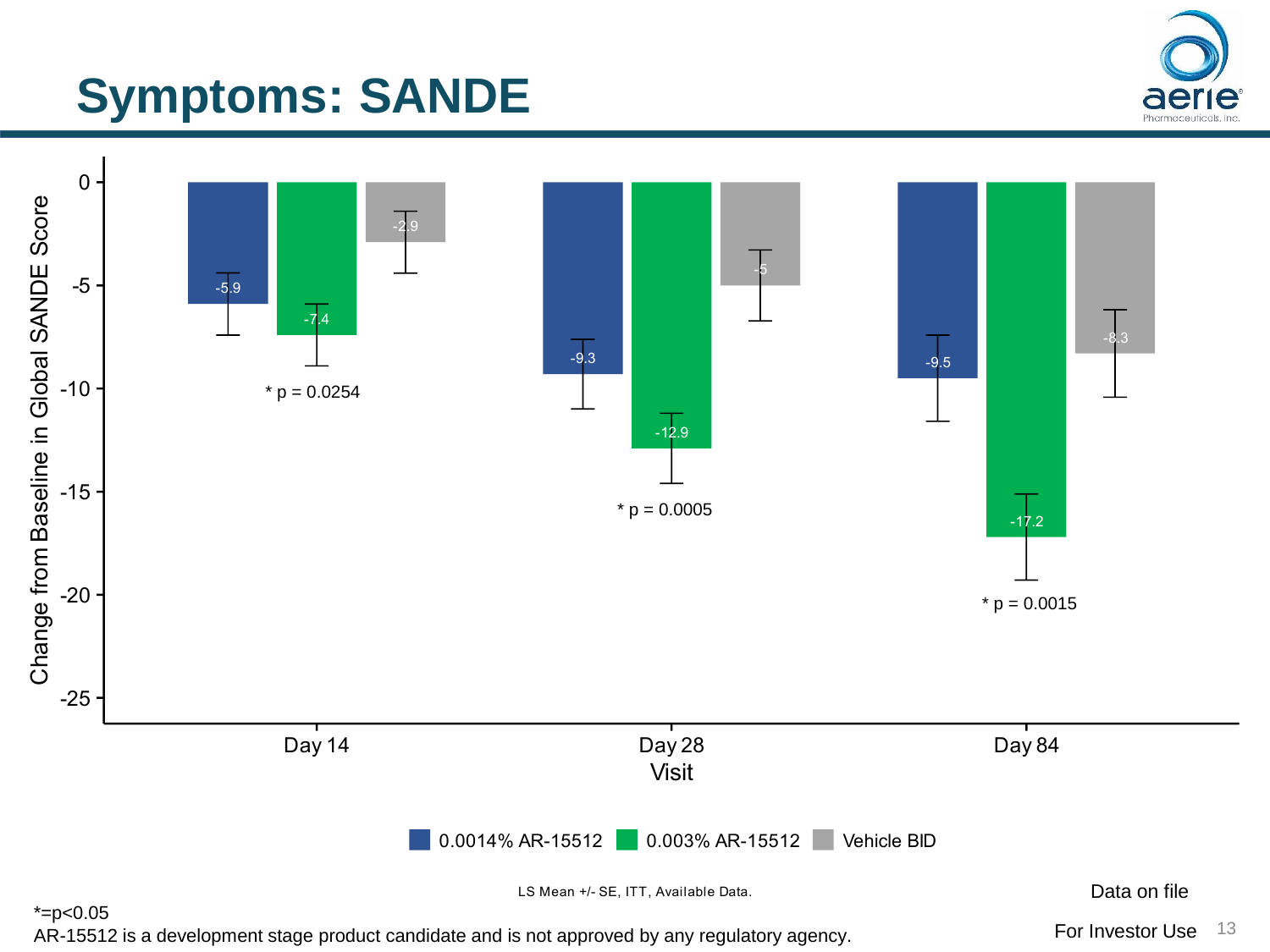# Symptoms: SANDE

| Visit | 0.0014% AR-15512 | 0.003% AR-15512 | Vehicle BID | p-value |
| --- | --- | --- | --- | --- |
| Day 14 | -5.9 | -7.4 | -2.9 | * p = 0.0254 |
| Day 28 | -9.3 | -12.9 | -5 | * p = 0.0005 |
| Day 84 | -9.5 | -17.2 | -8.3 | * p = 0.0015 |

Change from Baseline in Global SANDE Score

LS Mean +/- SE, ITT, Available Data.

Data on file

*=p<0.05

AR-15512 is a development stage product candidate and is not approved by any regulatory agency.

For Investor Use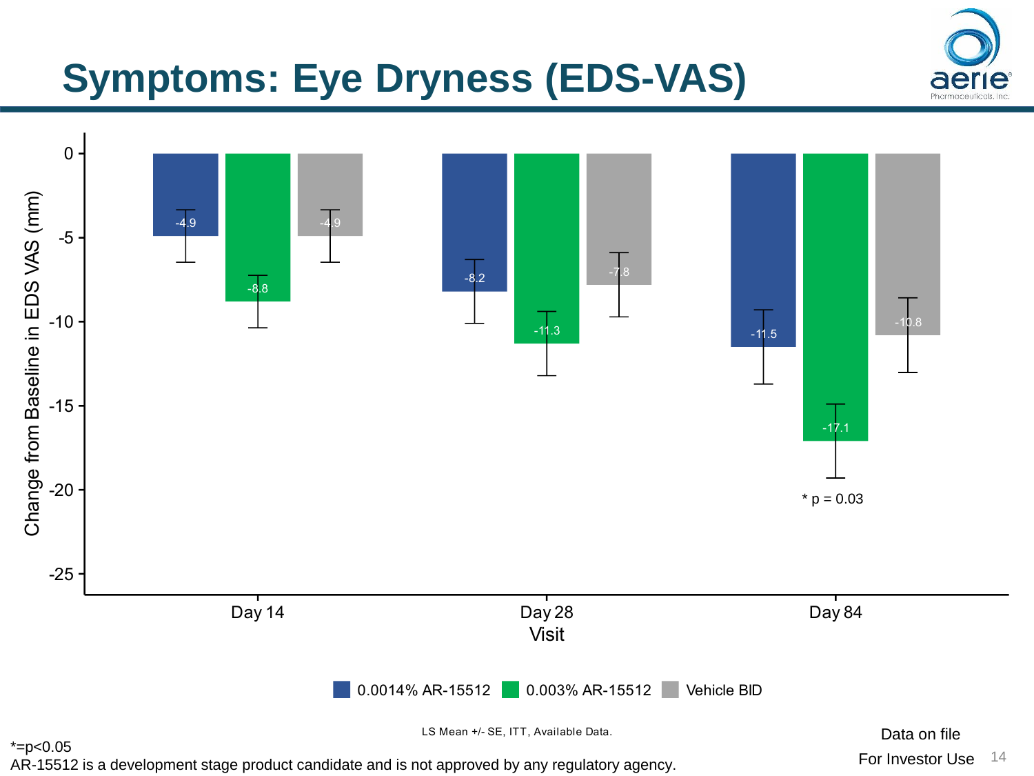# Symptoms: Eye Dryness (EDS-VAS)

| Visit | 0.0014% AR-15512 | 0.003% AR-15512 | Vehicle BID |
| --- | --- | --- | --- |
| Day 14 | -4.9 | -8.8 | -4.9 |
| Day 28 | -8.2 | -11.3 | -7.8 |
| Day 84 | -11.5 | -17.1 (* p = 0.03) | -10.8 |

Change from Baseline in EDS VAS (mm)

LS Mean +/- SE, ITT, Available Data.

*=p<0.05

AR-15512 is a development stage product candidate and is not approved by any regulatory agency.

Data on file

For Investor Use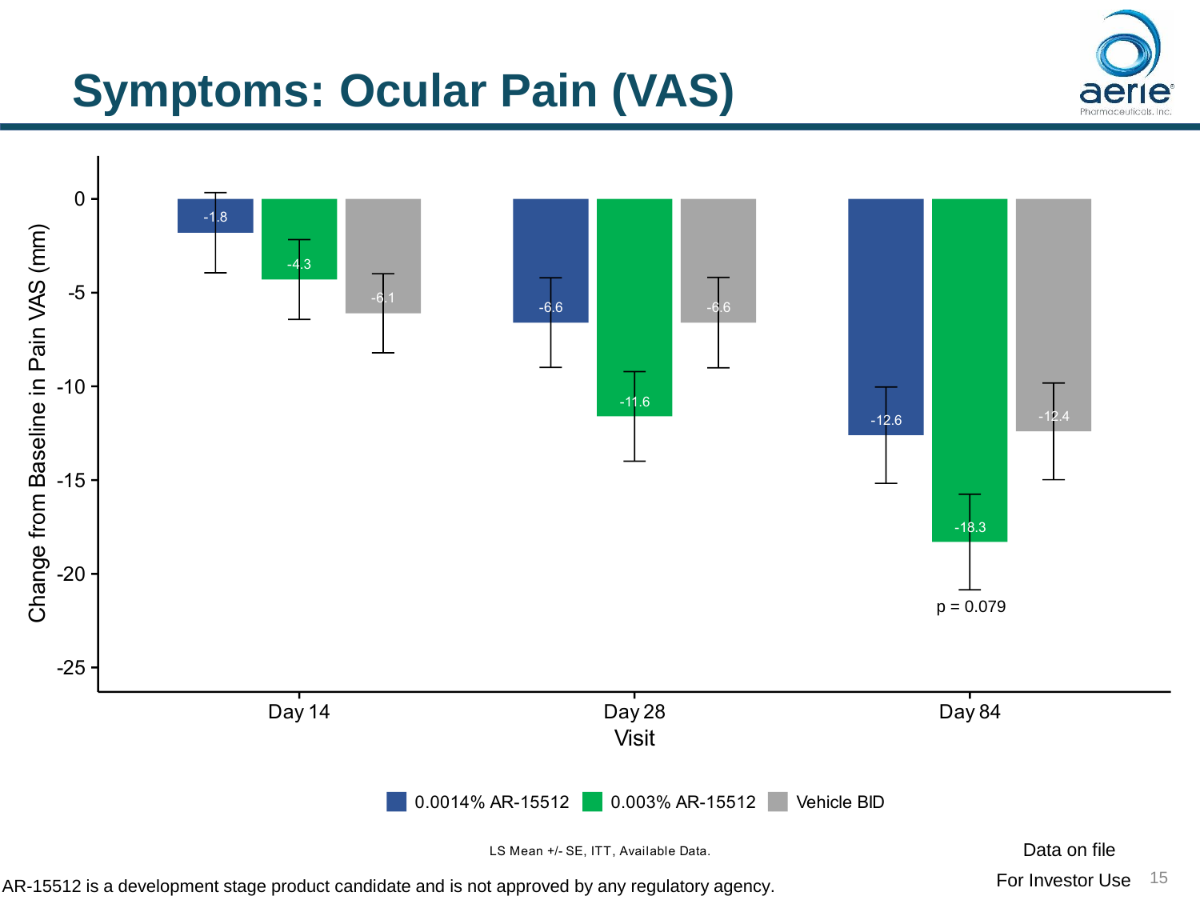# Symptoms: Ocular Pain (VAS)

Change from Baseline in Pain VAS (mm)

| Visit | 0.0014% AR-15512 | 0.003% AR-15512 | Vehicle BID |
|---|---|---|---|
| Day 14 | -1.8 | -4.3 | -6.1 |
| Day 28 | -6.6 | -11.6 | -6.6 |
| Day 84 | -12.6 | -18.3 | -12.4 |

p = 0.079

LS Mean +/- SE, ITT, Available Data.

Data on file

For Investor Use

AR-15512 is a development stage product candidate and is not approved by any regulatory agency.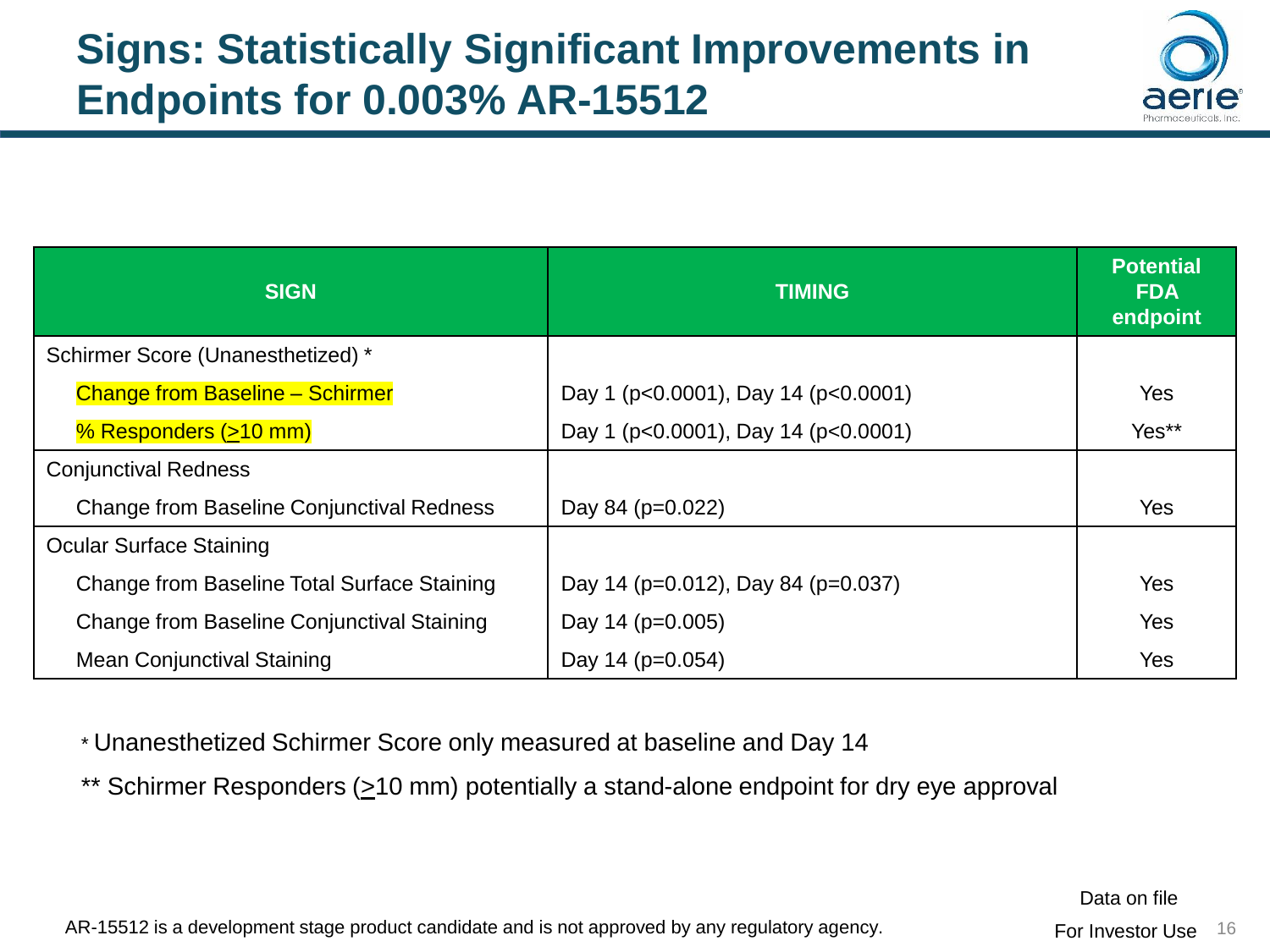# Signs: Statistically Significant Improvements in Endpoints for 0.003% AR-15512

| SIGN | TIMING | Potential FDA endpoint |
|---|---|---|
| Schirmer Score (Unanesthetized) * | | |
| Change from Baseline – Schirmer | Day 1 ($p<0.0001$), Day 14 ($p<0.0001$) | Yes |
| % Responders (≥10 mm) | Day 1 ($p<0.0001$), Day 14 ($p<0.0001$) | Yes** |
| Conjunctival Redness | | |
| Change from Baseline Conjunctival Redness | Day 84 ($p=0.022$) | Yes |
| Ocular Surface Staining | | |
| Change from Baseline Total Surface Staining | Day 14 ($p=0.012$), Day 84 ($p=0.037$) | Yes |
| Change from Baseline Conjunctival Staining | Day 14 ($p=0.005$) | Yes |
| Mean Conjunctival Staining | Day 14 ($p=0.054$) | Yes |

* Unanesthetized Schirmer Score only measured at baseline and Day 14

** Schirmer Responders (≥10 mm) potentially a stand-alone endpoint for dry eye approval

AR-15512 is a development stage product candidate and is not approved by any regulatory agency.

Data on file

For Investor Use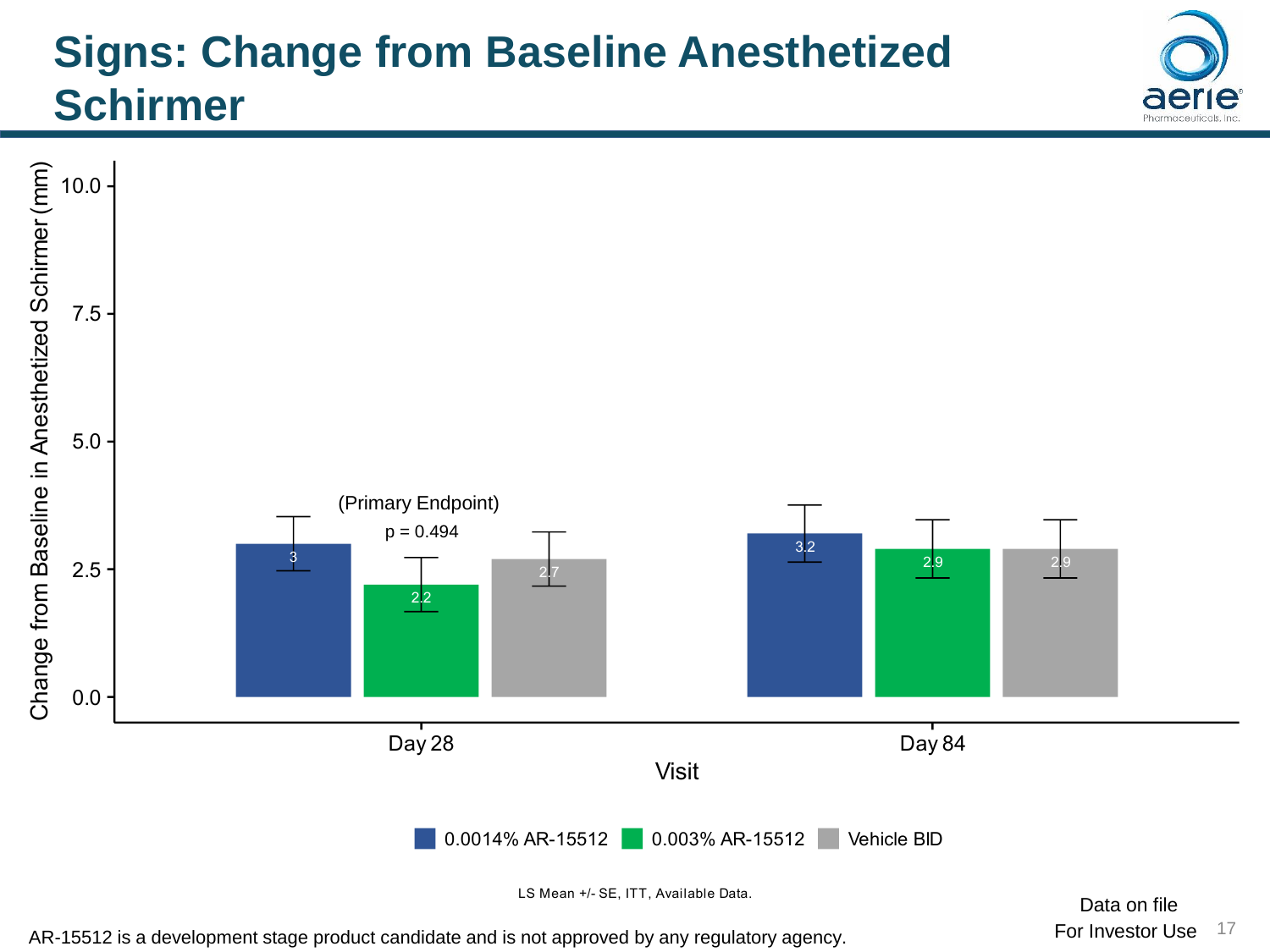# Signs: Change from Baseline Anesthetized Schirmer

| Visit | 0.0014% AR-15512 | 0.003% AR-15512 | Vehicle BID |
|---|---|---|---|
| Day 28 | 3 | 2.2 | 2.7 |
| Day 84 | 3.2 | 2.9 | 2.9 |

Change from Baseline in Anesthetized Schirmer (mm)

(Primary Endpoint) Day 28: $p = 0.494$

LS Mean +/- SE, ITT, Available Data.

AR-15512 is a development stage product candidate and is not approved by any regulatory agency.

Data on file
For Investor Use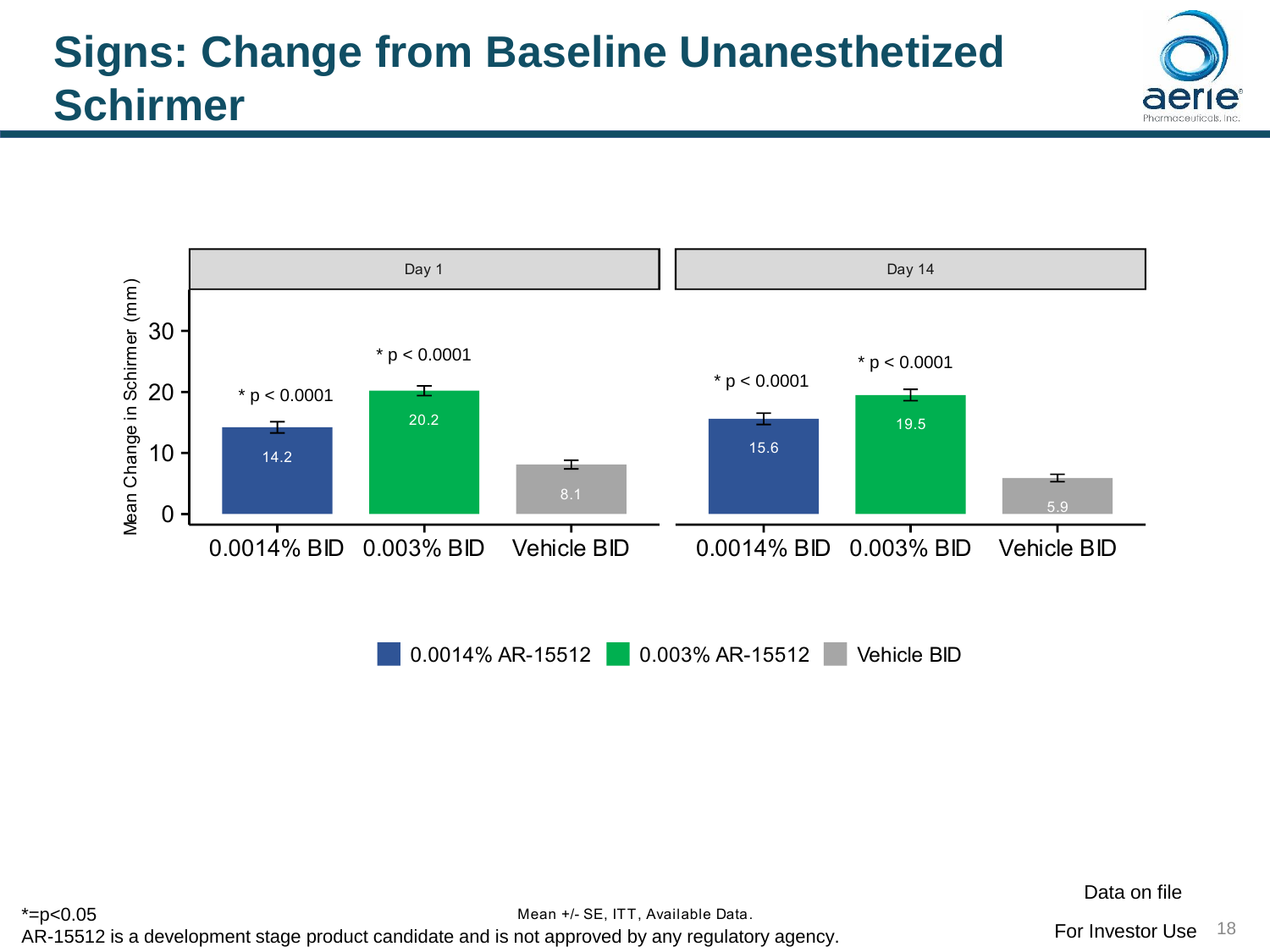# Signs: Change from Baseline Unanesthetized Schirmer

Mean Change in Schirmer (mm)

| | Day 1 | | | Day 14 | | |
|---|---|---|---|---|---|---|
| | 0.0014% BID | 0.003% BID | Vehicle BID | 0.0014% BID | 0.003% BID | Vehicle BID |
| Mean change (mm) | 14.2 | 20.2 | 8.1 | 15.6 | 19.5 | 5.9 |
| p-value | * p < 0.0001 | * p < 0.0001 | | * p < 0.0001 | * p < 0.0001 | |

Legend: 0.0014% AR-15512 · 0.003% AR-15512 · Vehicle BID

*=p<0.05

Mean +/- SE, ITT, Available Data.

AR-15512 is a development stage product candidate and is not approved by any regulatory agency.

Data on file

For Investor Use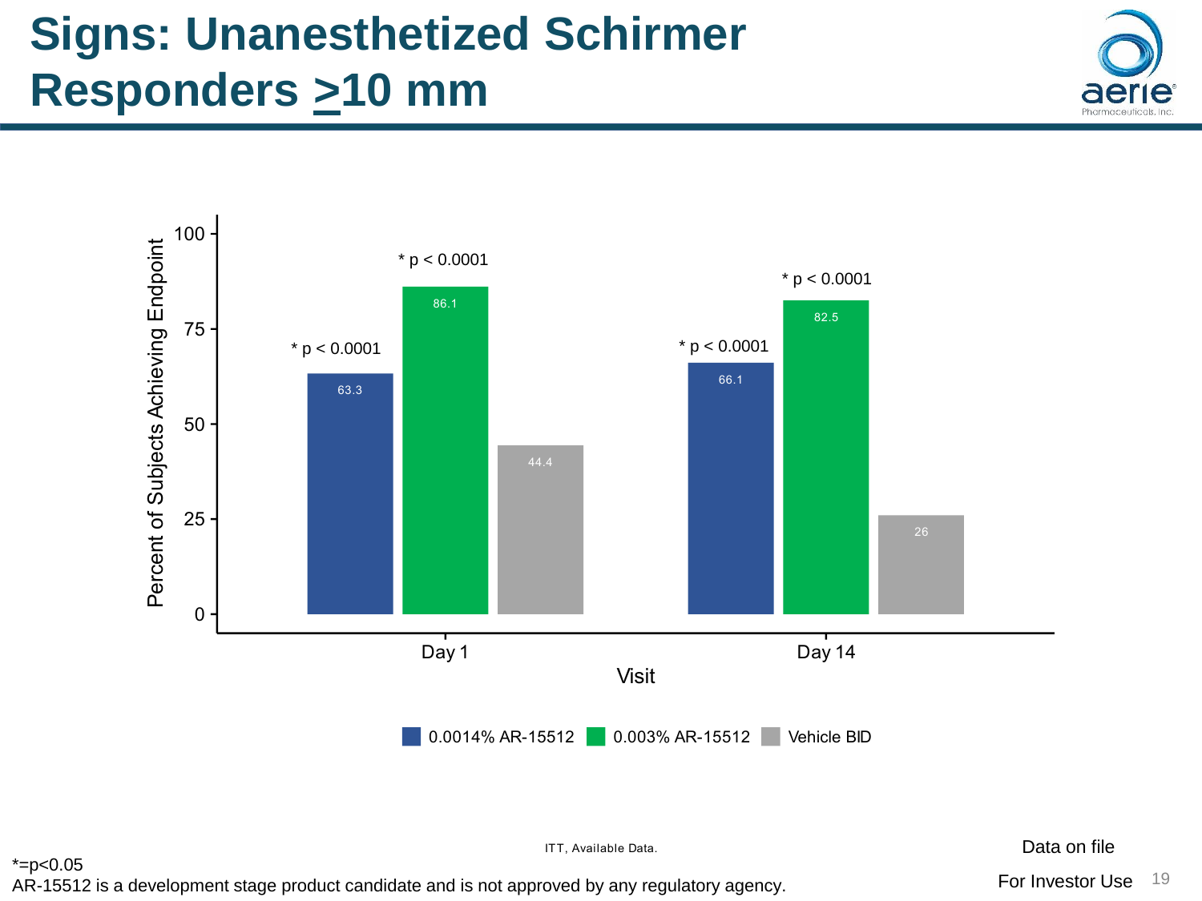# Signs: Unanesthetized Schirmer Responders ≥10 mm

| Visit | 0.0014% AR-15512 | 0.003% AR-15512 | Vehicle BID |
|---|---|---|---|
| Day 1 | 63.3 (* p < 0.0001) | 86.1 (* p < 0.0001) | 44.4 |
| Day 14 | 66.1 (* p < 0.0001) | 82.5 (* p < 0.0001) | 26 |

Percent of Subjects Achieving Endpoint

ITT, Available Data.

*=p<0.05

AR-15512 is a development stage product candidate and is not approved by any regulatory agency.

Data on file

For Investor Use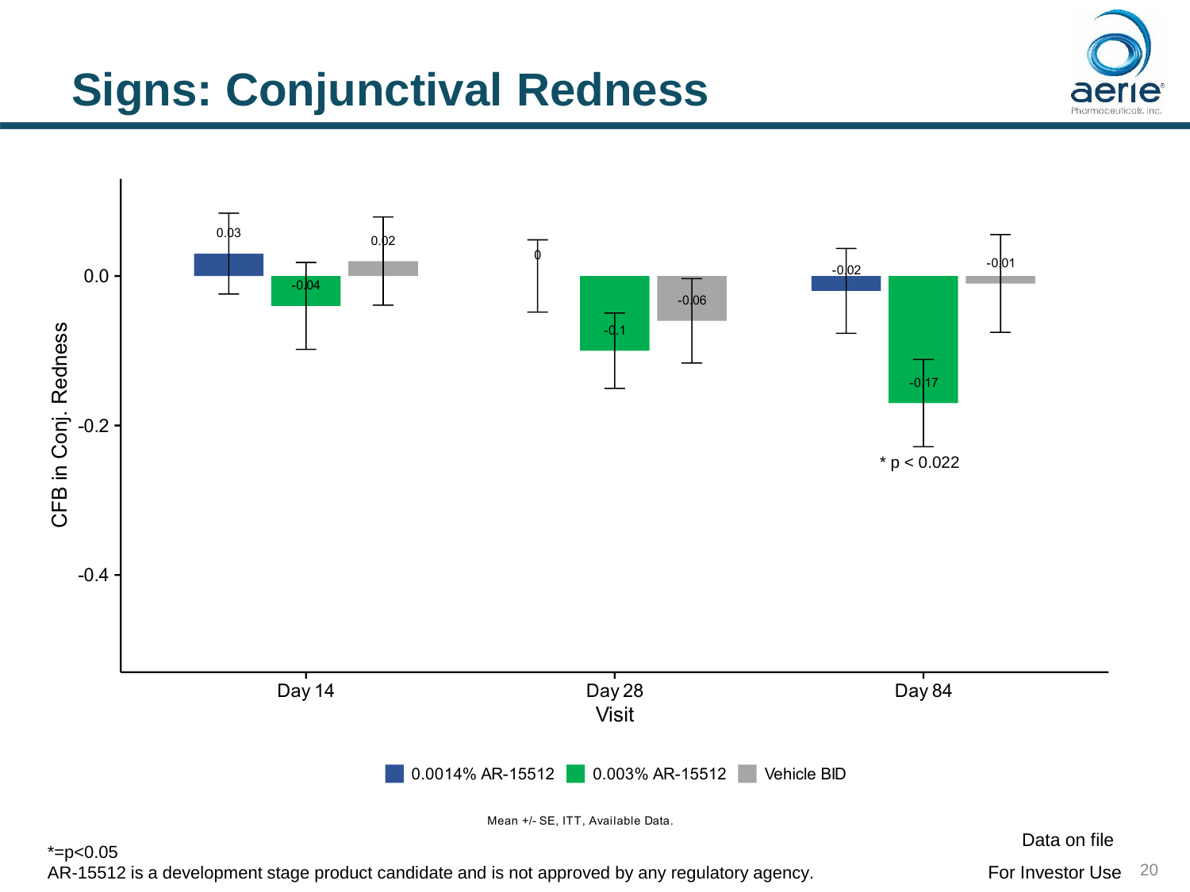# Signs: Conjunctival Redness

| Visit | 0.0014% AR-15512 | 0.003% AR-15512 | Vehicle BID |
|---|---|---|---|
| Day 14 | 0.03 | -0.04 | 0.02 |
| Day 28 | 0 | -0.1 | -0.06 |
| Day 84 | -0.02 | -0.17 | -0.01 |

CFB in Conj. Redness

* p < 0.022

Mean +/- SE, ITT, Available Data.

*=p<0.05

AR-15512 is a development stage product candidate and is not approved by any regulatory agency.

Data on file

For Investor Use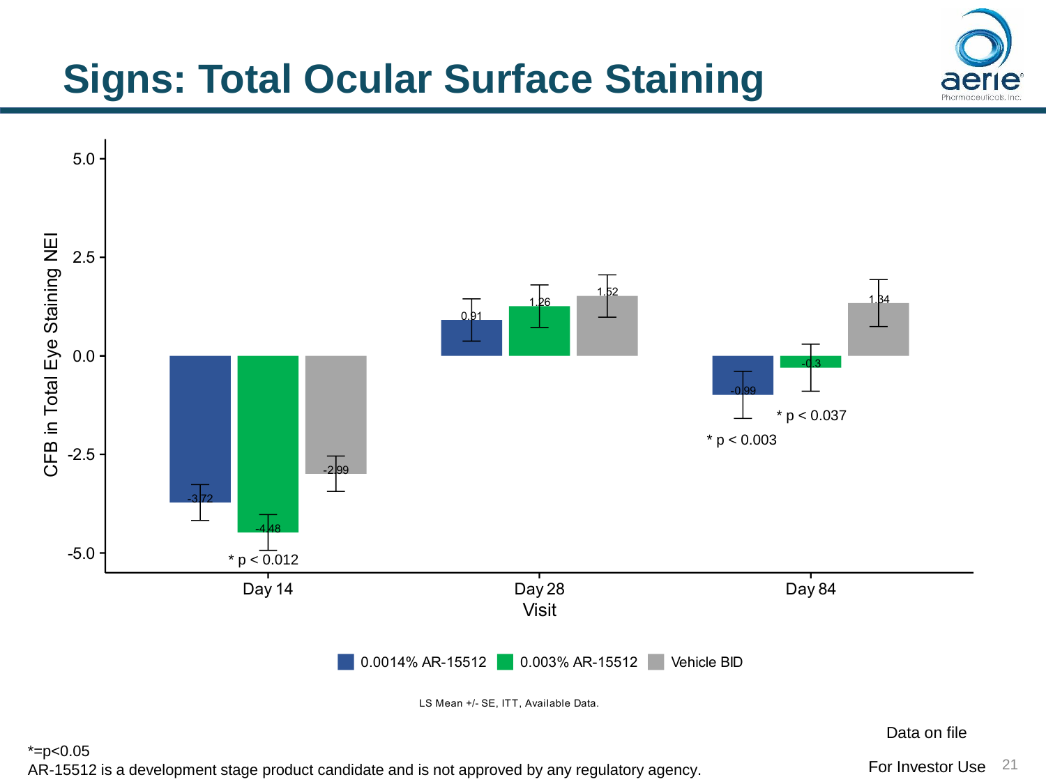# Signs: Total Ocular Surface Staining

CFB in Total Eye Staining NEI

| Visit | 0.0014% AR-15512 | 0.003% AR-15512 | Vehicle BID |
|---|---|---|---|
| Day 14 | -3.72 | -4.48 (* p < 0.012) | -2.99 |
| Day 28 | 0.91 | 1.26 | 1.52 |
| Day 84 | -0.99 (* p < 0.003) | -0.3 (* p < 0.037) | 1.34 |

LS Mean +/- SE, ITT, Available Data.

Data on file

For Investor Use

*=p<0.05

AR-15512 is a development stage product candidate and is not approved by any regulatory agency.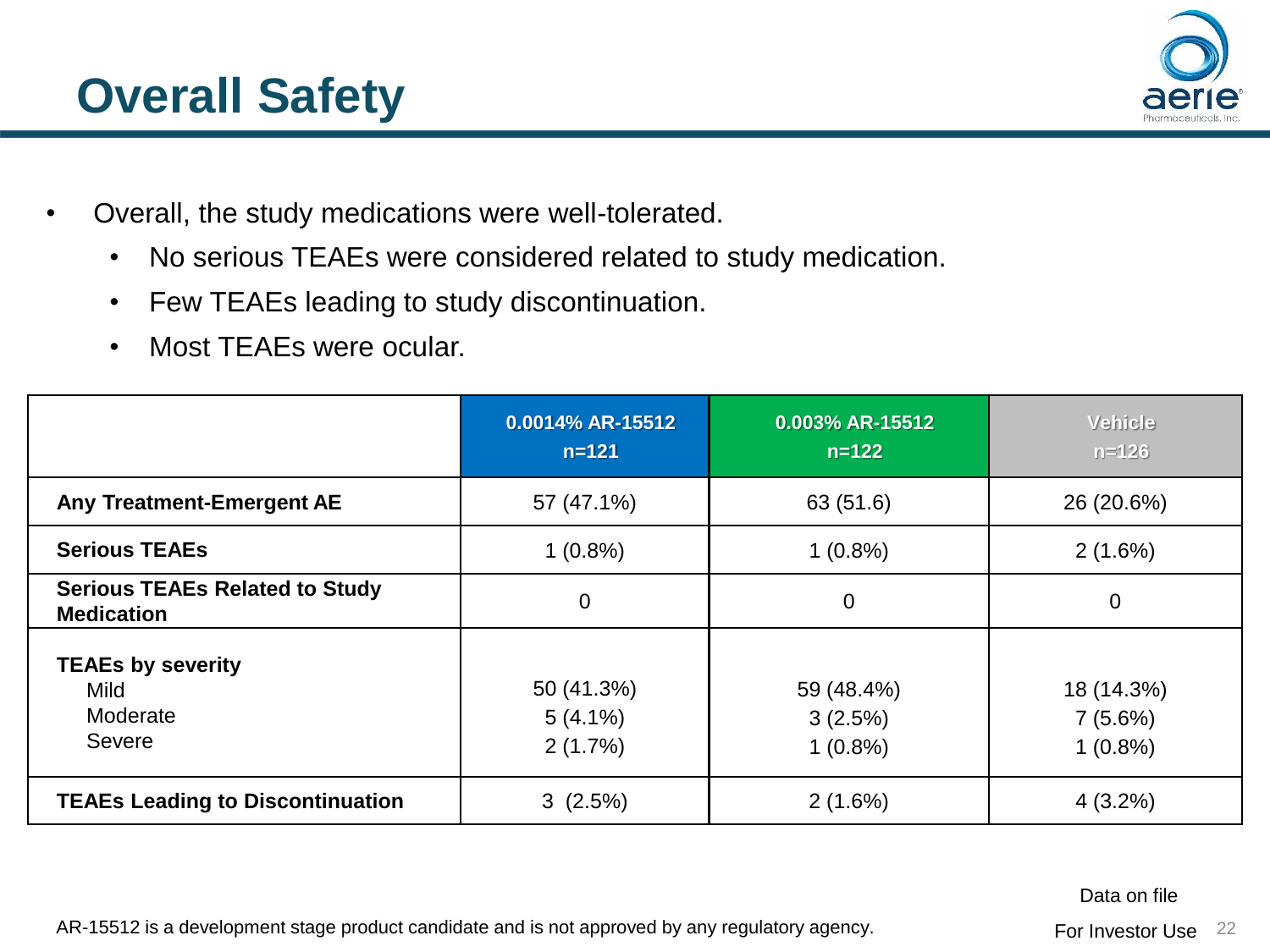# Overall Safety

- Overall, the study medications were well-tolerated.
  - No serious TEAEs were considered related to study medication.
  - Few TEAEs leading to study discontinuation.
  - Most TEAEs were ocular.

| | 0.0014% AR-15512 n=121 | 0.003% AR-15512 n=122 | Vehicle n=126 |
|---|---|---|---|
| **Any Treatment-Emergent AE** | 57 (47.1%) | 63 (51.6) | 26 (20.6%) |
| **Serious TEAEs** | 1 (0.8%) | 1 (0.8%) | 2 (1.6%) |
| **Serious TEAEs Related to Study Medication** | 0 | 0 | 0 |
| **TEAEs by severity** | | | |
| Mild | 50 (41.3%) | 59 (48.4%) | 18 (14.3%) |
| Moderate | 5 (4.1%) | 3 (2.5%) | 7 (5.6%) |
| Severe | 2 (1.7%) | 1 (0.8%) | 1 (0.8%) |
| **TEAEs Leading to Discontinuation** | 3 (2.5%) | 2 (1.6%) | 4 (3.2%) |

Data on file

AR-15512 is a development stage product candidate and is not approved by any regulatory agency.

For Investor Use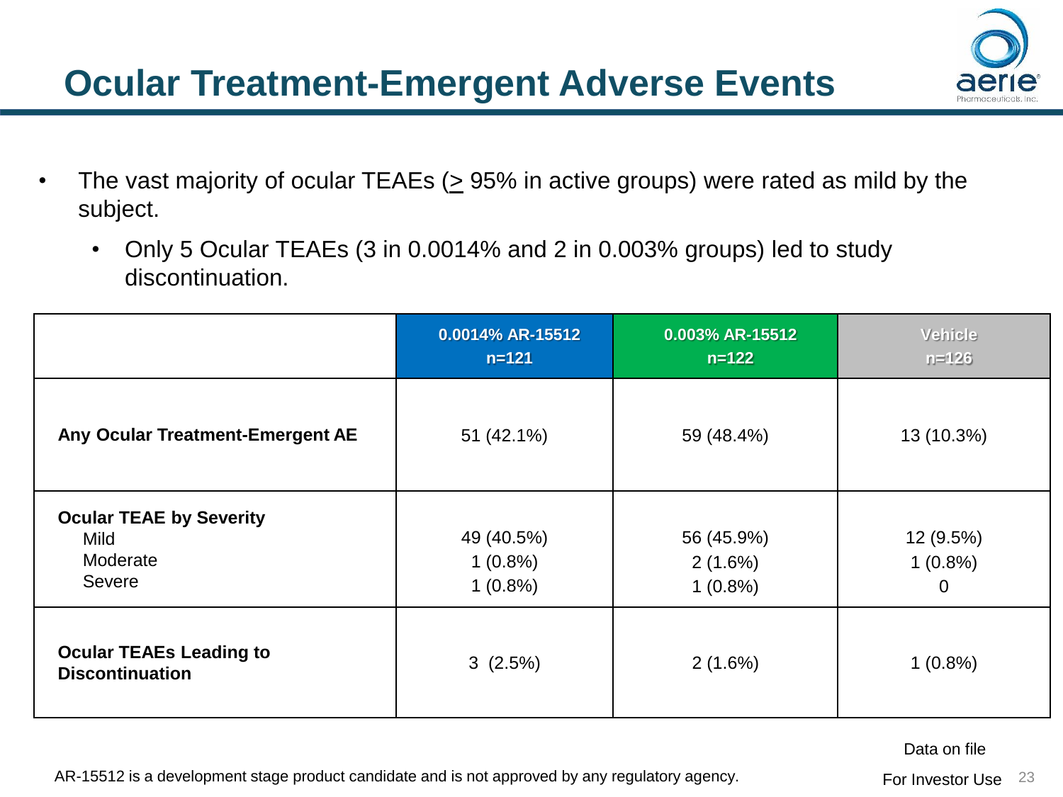# Ocular Treatment-Emergent Adverse Events

- The vast majority of ocular TEAEs (≥ 95% in active groups) were rated as mild by the subject.
  - Only 5 Ocular TEAEs (3 in 0.0014% and 2 in 0.003% groups) led to study discontinuation.

| | 0.0014% AR-15512 n=121 | 0.003% AR-15512 n=122 | Vehicle n=126 |
|---|---|---|---|
| **Any Ocular Treatment-Emergent AE** | 51 (42.1%) | 59 (48.4%) | 13 (10.3%) |
| **Ocular TEAE by Severity** | | | |
| Mild | 49 (40.5%) | 56 (45.9%) | 12 (9.5%) |
| Moderate | 1 (0.8%) | 2 (1.6%) | 1 (0.8%) |
| Severe | 1 (0.8%) | 1 (0.8%) | 0 |
| **Ocular TEAEs Leading to Discontinuation** | 3 (2.5%) | 2 (1.6%) | 1 (0.8%) |

Data on file

AR-15512 is a development stage product candidate and is not approved by any regulatory agency.

For Investor Use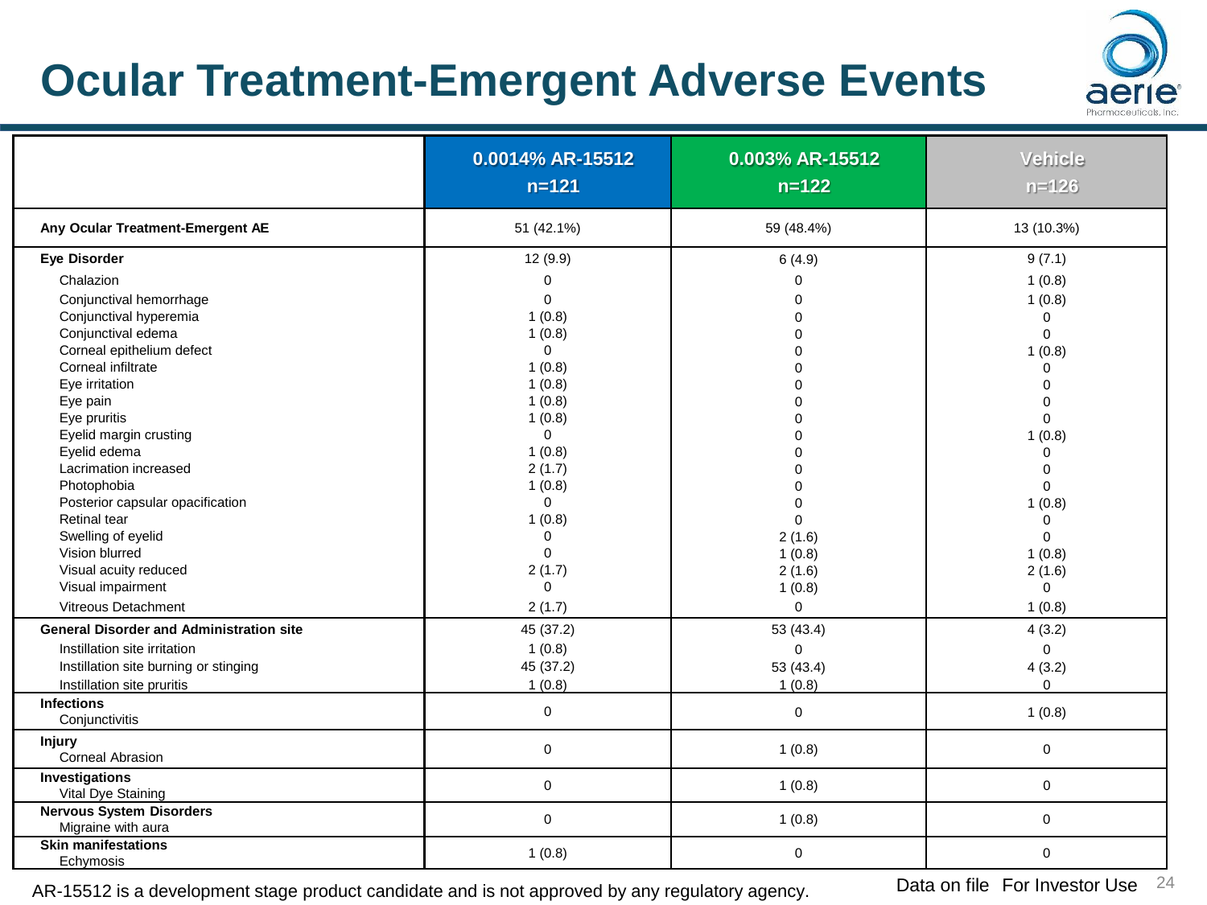# Ocular Treatment-Emergent Adverse Events

| | 0.0014% AR-15512 n=121 | 0.003% AR-15512 n=122 | Vehicle n=126 |
|---|---|---|---|
| **Any Ocular Treatment-Emergent AE** | 51 (42.1%) | 59 (48.4%) | 13 (10.3%) |
| **Eye Disorder** | 12 (9.9) | 6 (4.9) | 9 (7.1) |
| Chalazion | 0 | 0 | 1 (0.8) |
| Conjunctival hemorrhage | 0 | 0 | 1 (0.8) |
| Conjunctival hyperemia | 1 (0.8) | 0 | 0 |
| Conjunctival edema | 1 (0.8) | 0 | 0 |
| Corneal epithelium defect | 0 | 0 | 1 (0.8) |
| Corneal infiltrate | 1 (0.8) | 0 | 0 |
| Eye irritation | 1 (0.8) | 0 | 0 |
| Eye pain | 1 (0.8) | 0 | 0 |
| Eye pruritis | 1 (0.8) | 0 | 0 |
| Eyelid margin crusting | 0 | 0 | 1 (0.8) |
| Eyelid edema | 1 (0.8) | 0 | 0 |
| Lacrimation increased | 2 (1.7) | 0 | 0 |
| Photophobia | 1 (0.8) | 0 | 0 |
| Posterior capsular opacification | 0 | 0 | 1 (0.8) |
| Retinal tear | 1 (0.8) | 0 | 0 |
| Swelling of eyelid | 0 | 2 (1.6) | 0 |
| Vision blurred | 0 | 1 (0.8) | 1 (0.8) |
| Visual acuity reduced | 2 (1.7) | 2 (1.6) | 2 (1.6) |
| Visual impairment | 0 | 1 (0.8) | 0 |
| Vitreous Detachment | 2 (1.7) | 0 | 1 (0.8) |
| **General Disorder and Administration site** | 45 (37.2) | 53 (43.4) | 4 (3.2) |
| Instillation site irritation | 1 (0.8) | 0 | 0 |
| Instillation site burning or stinging | 45 (37.2) | 53 (43.4) | 4 (3.2) |
| Instillation site pruritis | 1 (0.8) | 1 (0.8) | 0 |
| **Infections** | | | |
| Conjunctivitis | 0 | 0 | 1 (0.8) |
| **Injury** | | | |
| Corneal Abrasion | 0 | 1 (0.8) | 0 |
| **Investigations** | | | |
| Vital Dye Staining | 0 | 1 (0.8) | 0 |
| **Nervous System Disorders** | | | |
| Migraine with aura | 0 | 1 (0.8) | 0 |
| **Skin manifestations** | | | |
| Echymosis | 1 (0.8) | 0 | 0 |

AR-15512 is a development stage product candidate and is not approved by any regulatory agency.

Data on file For Investor Use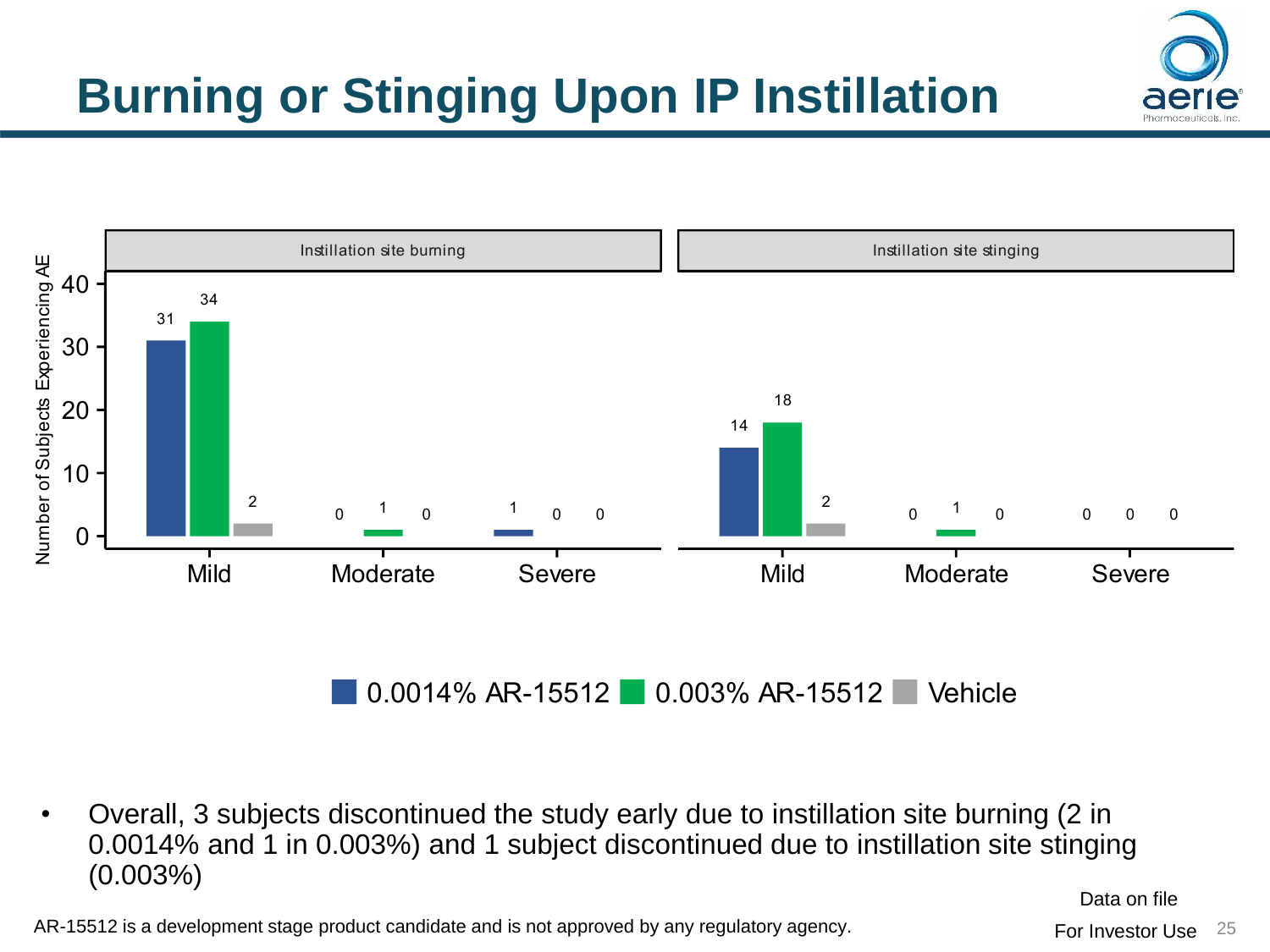# Burning or Stinging Upon IP Instillation

| | Instillation site burning | | | Instillation site stinging | | |
|---|---|---|---|---|---|---|
| | Mild | Moderate | Severe | Mild | Moderate | Severe |
| 0.0014% AR-15512 | 31 | 0 | 1 | 14 | 0 | 0 |
| 0.003% AR-15512 | 34 | 1 | 0 | 18 | 1 | 0 |
| Vehicle | 2 | 0 | 0 | 2 | 0 | 0 |

Number of Subjects Experiencing AE

- Overall, 3 subjects discontinued the study early due to instillation site burning (2 in 0.0014% and 1 in 0.003%) and 1 subject discontinued due to instillation site stinging (0.003%)

Data on file

AR-15512 is a development stage product candidate and is not approved by any regulatory agency.

For Investor Use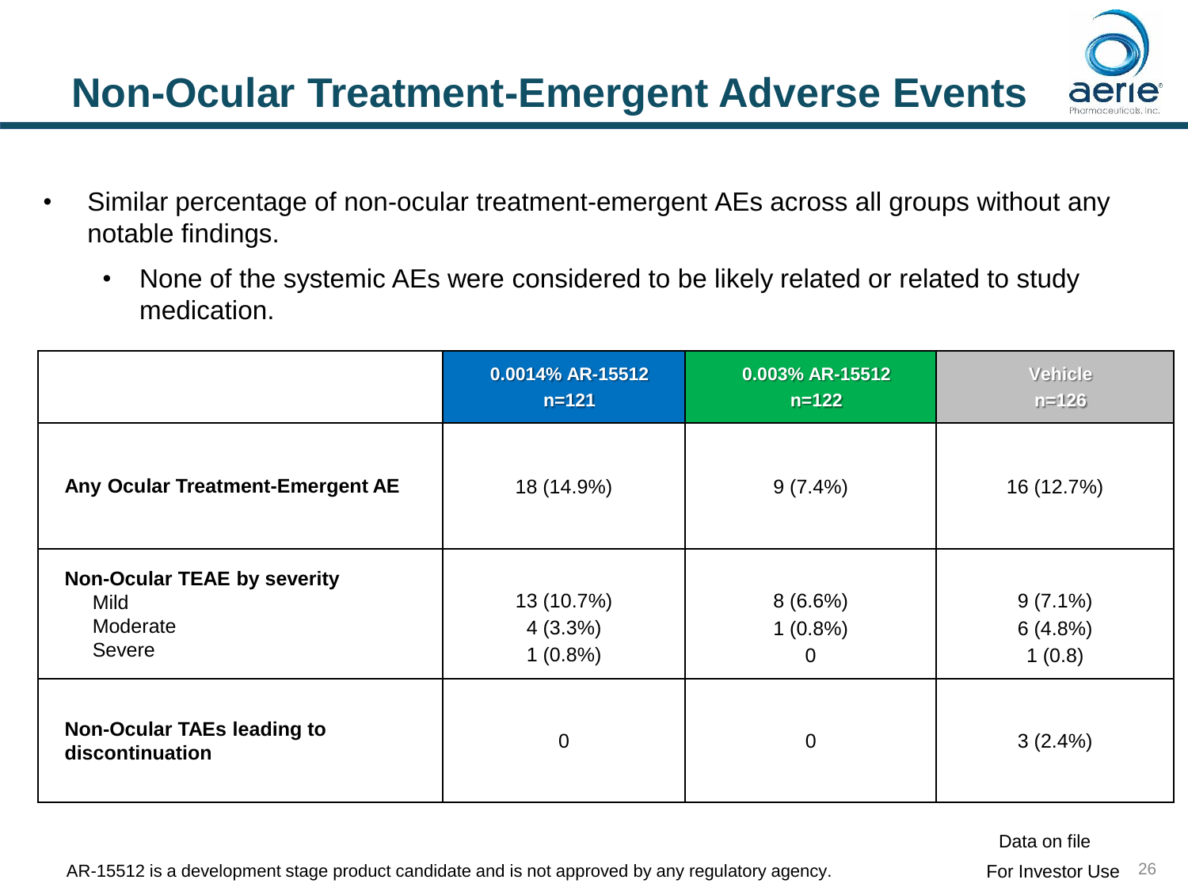# Non-Ocular Treatment-Emergent Adverse Events

- Similar percentage of non-ocular treatment-emergent AEs across all groups without any notable findings.
  - None of the systemic AEs were considered to be likely related or related to study medication.

| | 0.0014% AR-15512 n=121 | 0.003% AR-15512 n=122 | Vehicle n=126 |
|---|---|---|---|
| **Any Ocular Treatment-Emergent AE** | 18 (14.9%) | 9 (7.4%) | 16 (12.7%) |
| **Non-Ocular TEAE by severity** | | | |
| Mild | 13 (10.7%) | 8 (6.6%) | 9 (7.1%) |
| Moderate | 4 (3.3%) | 1 (0.8%) | 6 (4.8%) |
| Severe | 1 (0.8%) | 0 | 1 (0.8) |
| **Non-Ocular TAEs leading to discontinuation** | 0 | 0 | 3 (2.4%) |

AR-15512 is a development stage product candidate and is not approved by any regulatory agency.

Data on file

For Investor Use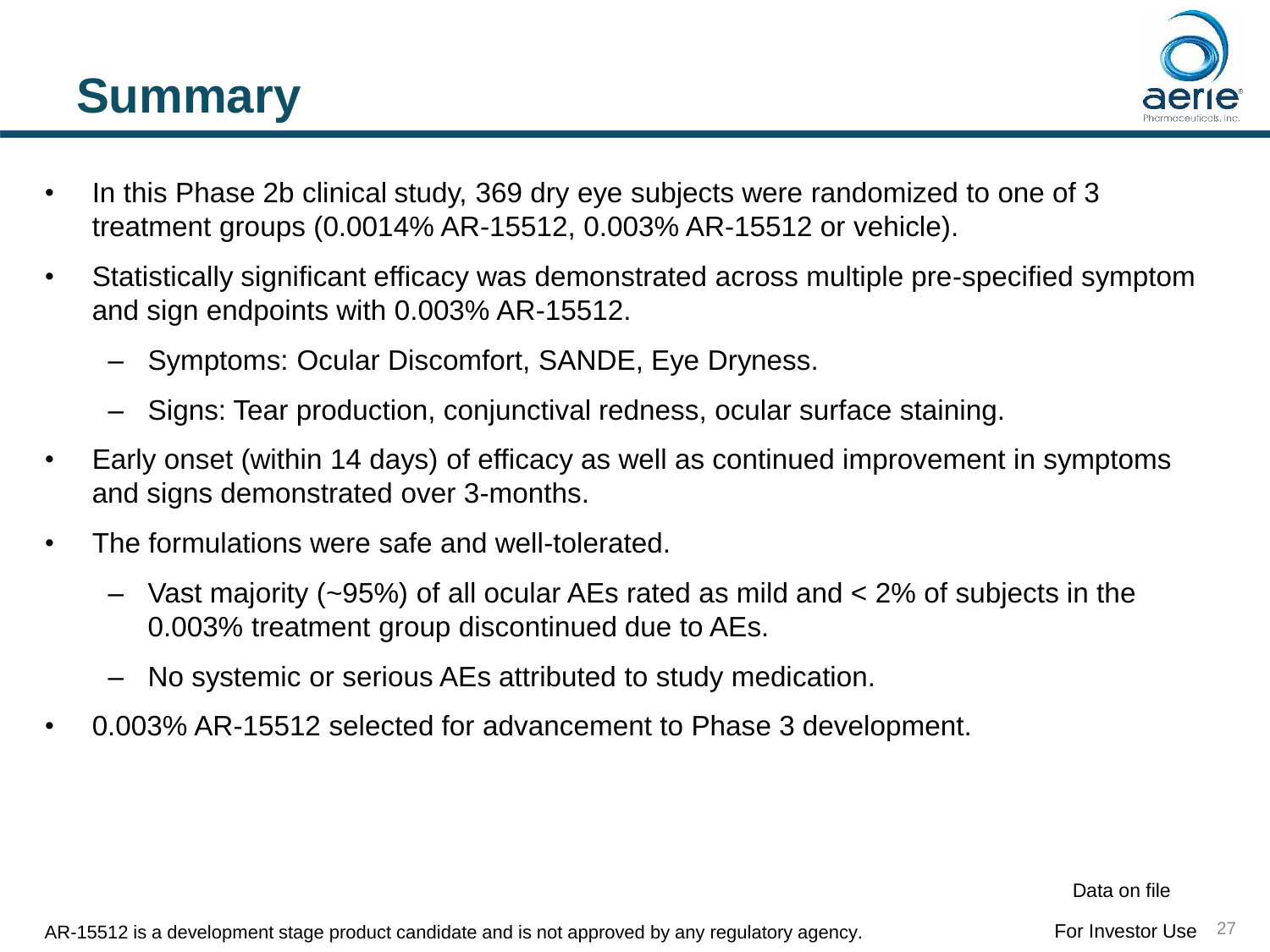# Summary

- In this Phase 2b clinical study, 369 dry eye subjects were randomized to one of 3 treatment groups (0.0014% AR-15512, 0.003% AR-15512 or vehicle).
- Statistically significant efficacy was demonstrated across multiple pre-specified symptom and sign endpoints with 0.003% AR-15512.
  - Symptoms: Ocular Discomfort, SANDE, Eye Dryness.
  - Signs: Tear production, conjunctival redness, ocular surface staining.
- Early onset (within 14 days) of efficacy as well as continued improvement in symptoms and signs demonstrated over 3-months.
- The formulations were safe and well-tolerated.
  - Vast majority (~95%) of all ocular AEs rated as mild and < 2% of subjects in the 0.003% treatment group discontinued due to AEs.
  - No systemic or serious AEs attributed to study medication.
- 0.003% AR-15512 selected for advancement to Phase 3 development.

Data on file

AR-15512 is a development stage product candidate and is not approved by any regulatory agency.

For Investor Use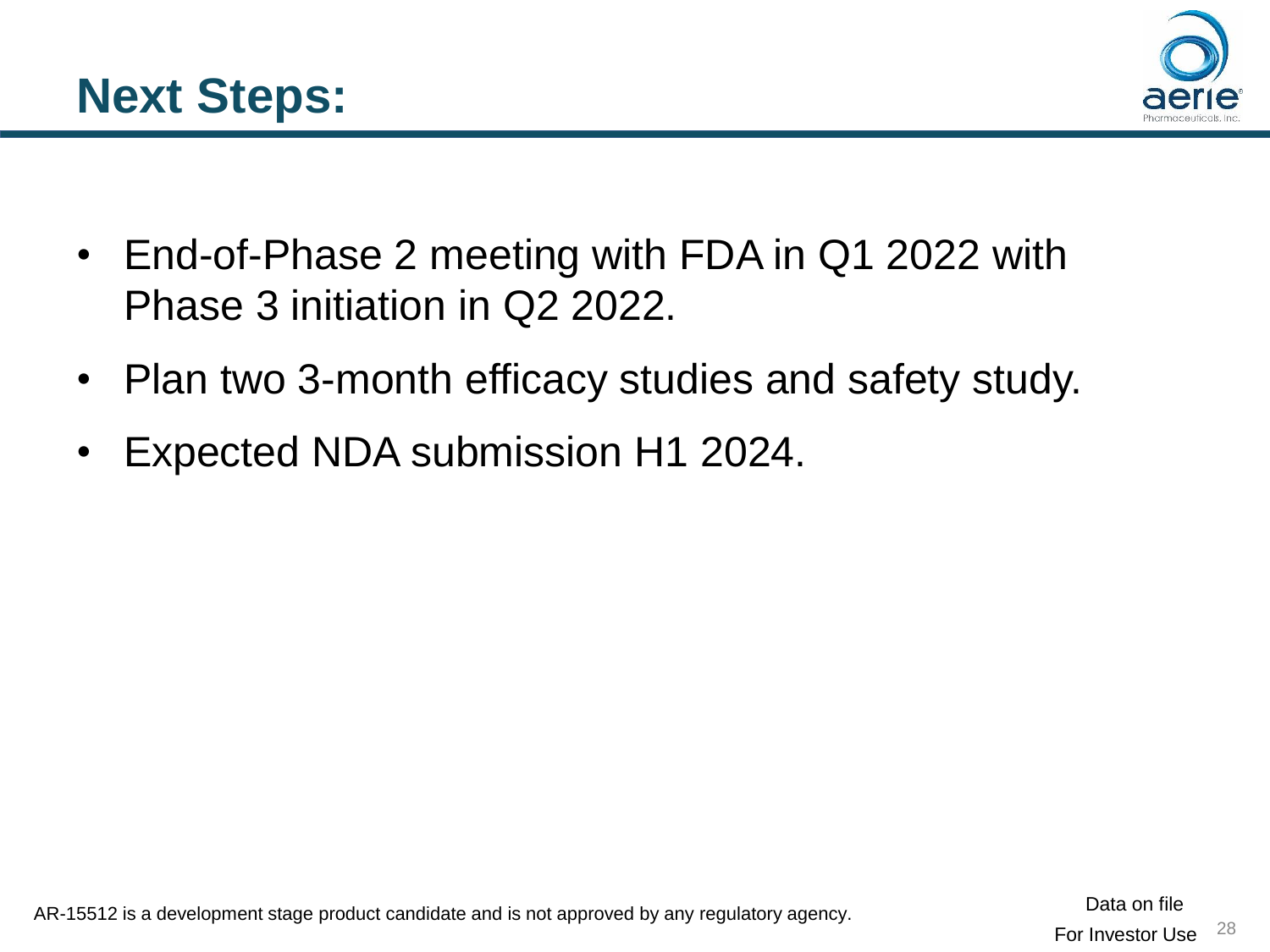# Next Steps:

- End-of-Phase 2 meeting with FDA in Q1 2022 with Phase 3 initiation in Q2 2022.
- Plan two 3-month efficacy studies and safety study.
- Expected NDA submission H1 2024.

AR-15512 is a development stage product candidate and is not approved by any regulatory agency.

Data on file

For Investor Use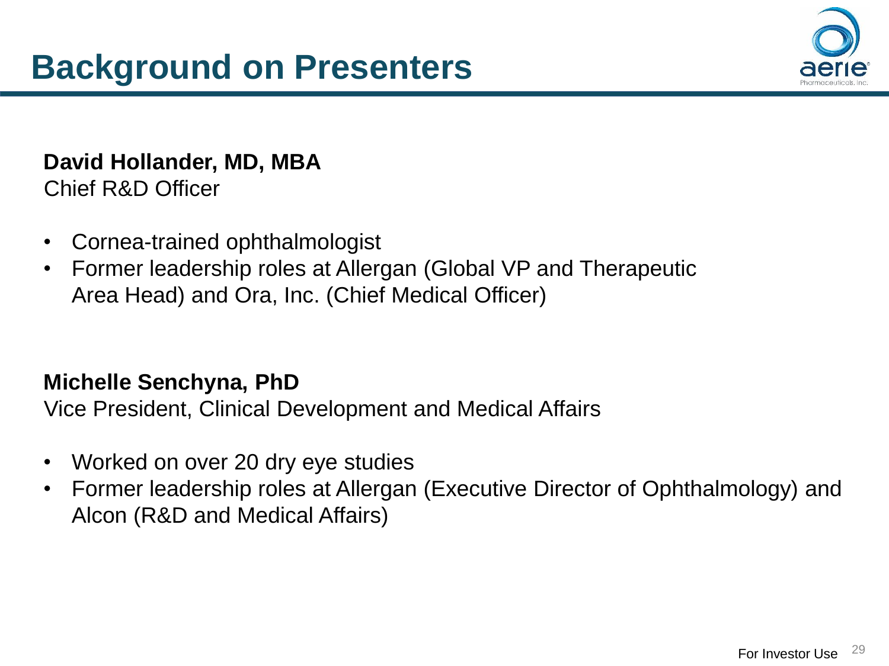# Background on Presenters

**David Hollander, MD, MBA**
Chief R&D Officer

- Cornea-trained ophthalmologist
- Former leadership roles at Allergan (Global VP and Therapeutic Area Head) and Ora, Inc. (Chief Medical Officer)

**Michelle Senchyna, PhD**
Vice President, Clinical Development and Medical Affairs

- Worked on over 20 dry eye studies
- Former leadership roles at Allergan (Executive Director of Ophthalmology) and Alcon (R&D and Medical Affairs)

For Investor Use